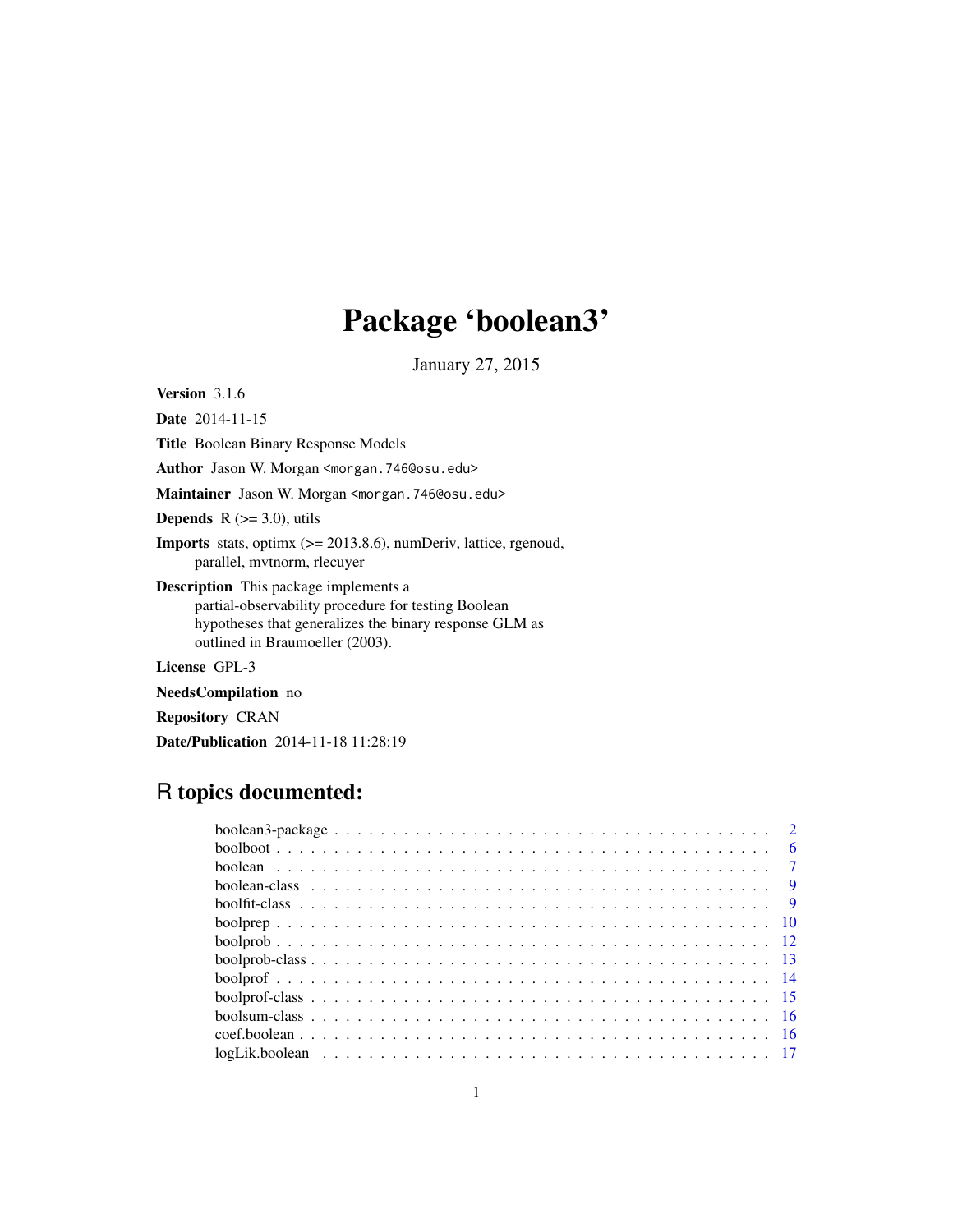# Package 'boolean3'

January 27, 2015

**Version** 3.1.6

**Date** 2014-11-15

**Title** Boolean Binary Response Models

**Author** Jason W. Morgan <morgan.746@osu.edu>

**Maintainer** Jason W. Morgan <morgan.746@osu.edu>

**Depends** R (>= 3.0), utils

**Imports** stats, optimx (>= 2013.8.6), numDeriv, lattice, rgenoud, parallel, mvtnorm, rlecuyer

**Description** This package implements a partial-observability procedure for testing Boolean hypotheses that generalizes the binary response GLM as outlined in Braumoeller (2003).

**License** GPL-3

**NeedsCompilation** no

**Repository** CRAN

**Date/Publication** 2014-11-18 11:28:19

## R topics documented:

| | |
|---|---|
| boolean3-package | 2 |
| boolboot | 6 |
| boolean | 7 |
| boolean-class | 9 |
| boolfit-class | 9 |
| boolprep | 10 |
| boolprob | 12 |
| boolprob-class | 13 |
| boolprof | 14 |
| boolprof-class | 15 |
| boolsum-class | 16 |
| coef.boolean | 16 |
| logLik.boolean | 17 |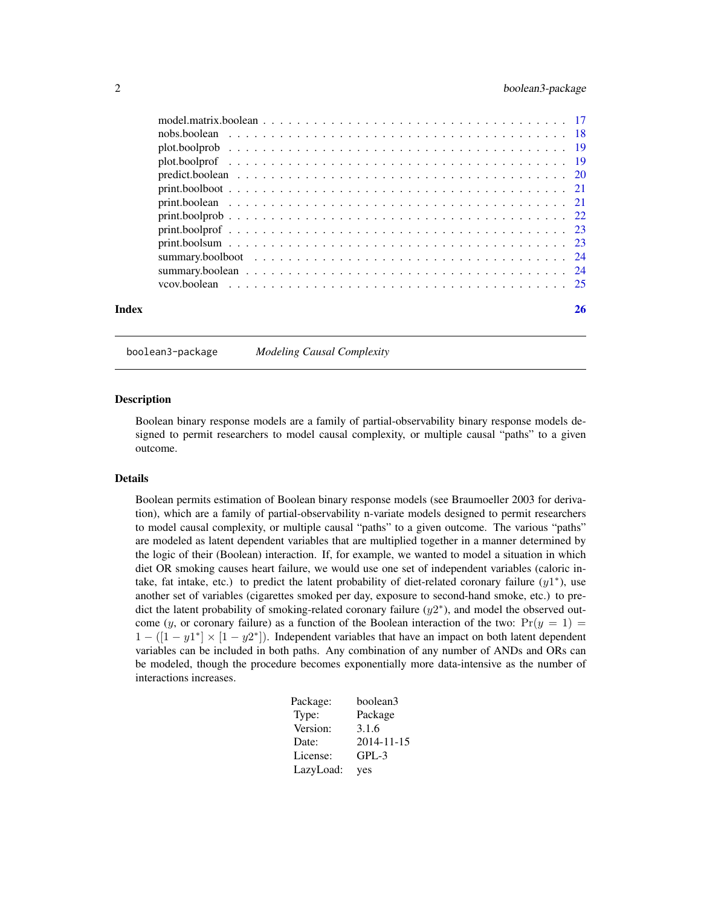| | |
|---|---|
| model.matrix.boolean | 17 |
| nobs.boolean | 18 |
| plot.boolprob | 19 |
| plot.boolprof | 19 |
| predict.boolean | 20 |
| print.boolboot | 21 |
| print.boolean | 21 |
| print.boolprob | 22 |
| print.boolprof | 23 |
| print.boolsum | 23 |
| summary.boolboot | 24 |
| summary.boolean | 24 |
| vcov.boolean | 25 |

**Index** **26**

---

`boolean3-package` *Modeling Causal Complexity*

---

## Description

Boolean binary response models are a family of partial-observability binary response models designed to permit researchers to model causal complexity, or multiple causal "paths" to a given outcome.

## Details

Boolean permits estimation of Boolean binary response models (see Braumoeller 2003 for derivation), which are a family of partial-observability n-variate models designed to permit researchers to model causal complexity, or multiple causal "paths" to a given outcome. The various "paths" are modeled as latent dependent variables that are multiplied together in a manner determined by the logic of their (Boolean) interaction. If, for example, we wanted to model a situation in which diet OR smoking causes heart failure, we would use one set of independent variables (caloric intake, fat intake, etc.) to predict the latent probability of diet-related coronary failure ($y1^*$), use another set of variables (cigarettes smoked per day, exposure to second-hand smoke, etc.) to predict the latent probability of smoking-related coronary failure ($y2^*$), and model the observed outcome ($y$, or coronary failure) as a function of the Boolean interaction of the two: $\Pr(y = 1) = 1 - ([1 - y1^*] \times [1 - y2^*])$. Independent variables that have an impact on both latent dependent variables can be included in both paths. Any combination of any number of ANDs and ORs can be modeled, though the procedure becomes exponentially more data-intensive as the number of interactions increases.

| | |
|---|---|
| Package: | boolean3 |
| Type: | Package |
| Version: | 3.1.6 |
| Date: | 2014-11-15 |
| License: | GPL-3 |
| LazyLoad: | yes |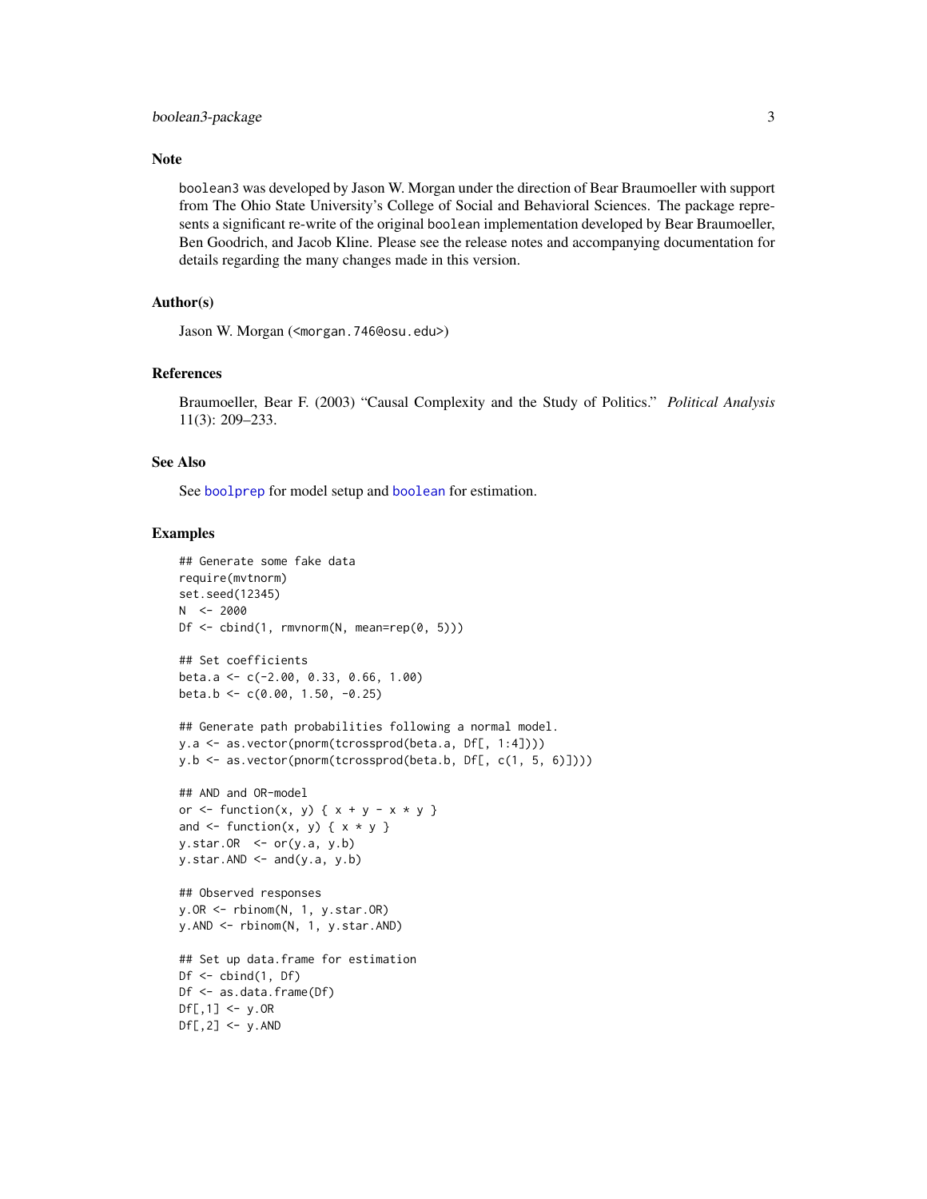## Note

`boolean3` was developed by Jason W. Morgan under the direction of Bear Braumoeller with support from The Ohio State University's College of Social and Behavioral Sciences. The package represents a significant re-write of the original `boolean` implementation developed by Bear Braumoeller, Ben Goodrich, and Jacob Kline. Please see the release notes and accompanying documentation for details regarding the many changes made in this version.

## Author(s)

Jason W. Morgan (<morgan.746@osu.edu>)

## References

Braumoeller, Bear F. (2003) "Causal Complexity and the Study of Politics." *Political Analysis* 11(3): 209–233.

## See Also

See `boolprep` for model setup and `boolean` for estimation.

## Examples

```
## Generate some fake data
require(mvtnorm)
set.seed(12345)
N  <- 2000
Df <- cbind(1, rmvnorm(N, mean=rep(0, 5)))

## Set coefficients
beta.a <- c(-2.00, 0.33, 0.66, 1.00)
beta.b <- c(0.00, 1.50, -0.25)

## Generate path probabilities following a normal model.
y.a <- as.vector(pnorm(tcrossprod(beta.a, Df[, 1:4])))
y.b <- as.vector(pnorm(tcrossprod(beta.b, Df[, c(1, 5, 6)])))

## AND and OR-model
or <- function(x, y) { x + y - x * y }
and <- function(x, y) { x * y }
y.star.OR  <- or(y.a, y.b)
y.star.AND <- and(y.a, y.b)

## Observed responses
y.OR <- rbinom(N, 1, y.star.OR)
y.AND <- rbinom(N, 1, y.star.AND)

## Set up data.frame for estimation
Df <- cbind(1, Df)
Df <- as.data.frame(Df)
Df[,1] <- y.OR
Df[,2] <- y.AND
```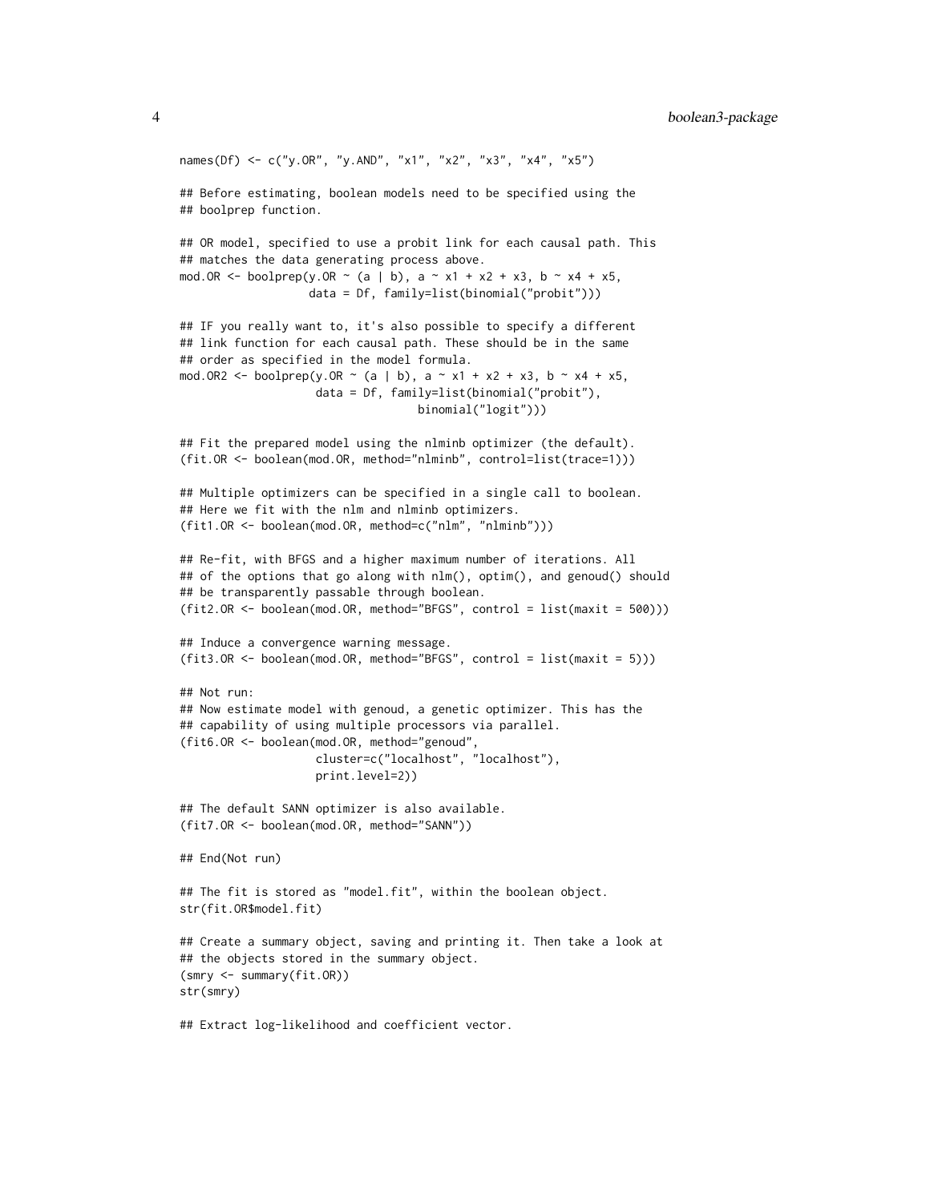```
names(Df) <- c("y.OR", "y.AND", "x1", "x2", "x3", "x4", "x5")

## Before estimating, boolean models need to be specified using the
## boolprep function.

## OR model, specified to use a probit link for each causal path. This
## matches the data generating process above.
mod.OR <- boolprep(y.OR ~ (a | b), a ~ x1 + x2 + x3, b ~ x4 + x5,
                   data = Df, family=list(binomial("probit")))

## IF you really want to, it's also possible to specify a different
## link function for each causal path. These should be in the same
## order as specified in the model formula.
mod.OR2 <- boolprep(y.OR ~ (a | b), a ~ x1 + x2 + x3, b ~ x4 + x5,
                    data = Df, family=list(binomial("probit"),
                                   binomial("logit")))

## Fit the prepared model using the nlminb optimizer (the default).
(fit.OR <- boolean(mod.OR, method="nlminb", control=list(trace=1)))

## Multiple optimizers can be specified in a single call to boolean.
## Here we fit with the nlm and nlminb optimizers.
(fit1.OR <- boolean(mod.OR, method=c("nlm", "nlminb")))

## Re-fit, with BFGS and a higher maximum number of iterations. All
## of the options that go along with nlm(), optim(), and genoud() should
## be transparently passable through boolean.
(fit2.OR <- boolean(mod.OR, method="BFGS", control = list(maxit = 500)))

## Induce a convergence warning message.
(fit3.OR <- boolean(mod.OR, method="BFGS", control = list(maxit = 5)))

## Not run:
## Now estimate model with genoud, a genetic optimizer. This has the
## capability of using multiple processors via parallel.
(fit6.OR <- boolean(mod.OR, method="genoud",
                    cluster=c("localhost", "localhost"),
                    print.level=2))

## The default SANN optimizer is also available.
(fit7.OR <- boolean(mod.OR, method="SANN"))

## End(Not run)

## The fit is stored as "model.fit", within the boolean object.
str(fit.OR$model.fit)

## Create a summary object, saving and printing it. Then take a look at
## the objects stored in the summary object.
(smry <- summary(fit.OR))
str(smry)

## Extract log-likelihood and coefficient vector.
```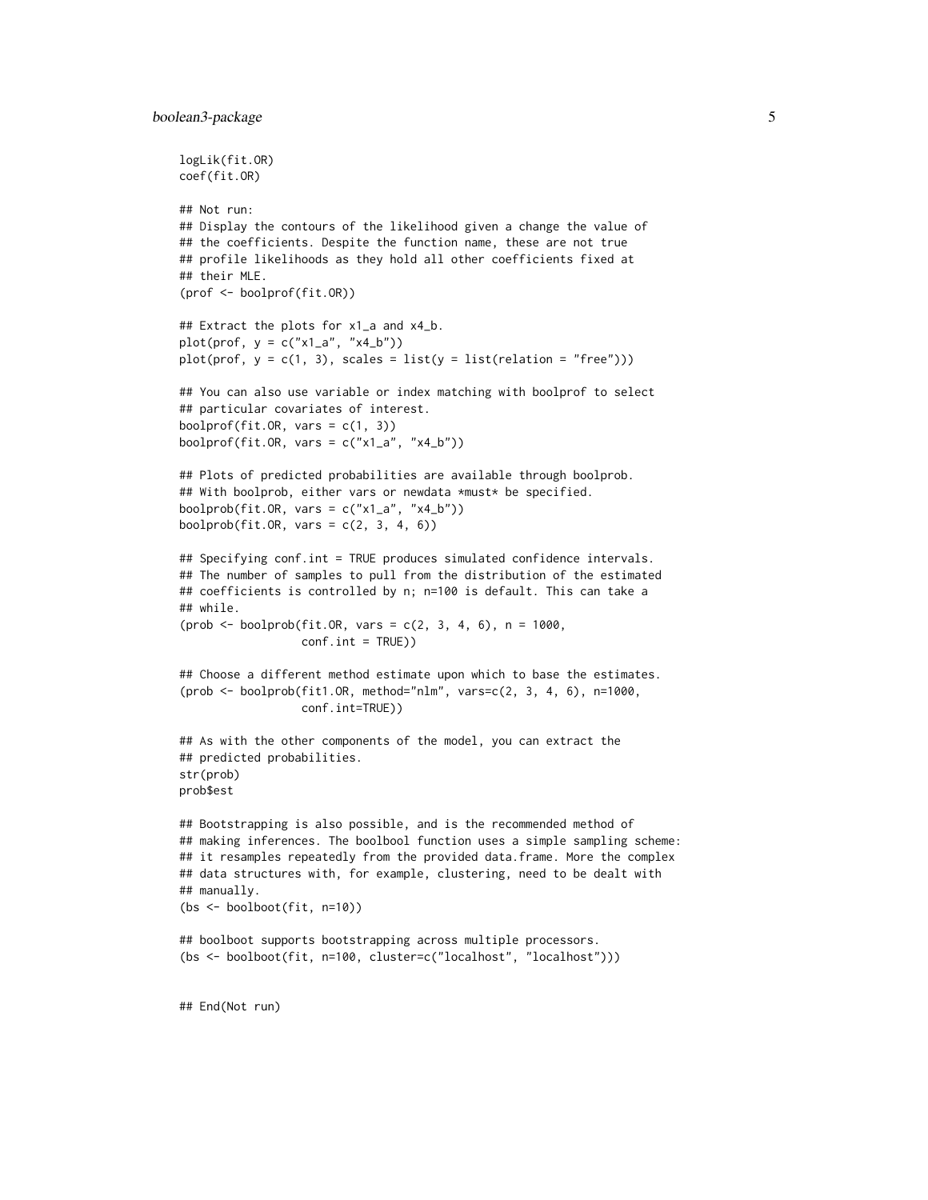```
logLik(fit.OR)
coef(fit.OR)

## Not run:
## Display the contours of the likelihood given a change the value of
## the coefficients. Despite the function name, these are not true
## profile likelihoods as they hold all other coefficients fixed at
## their MLE.
(prof <- boolprof(fit.OR))

## Extract the plots for x1_a and x4_b.
plot(prof, y = c("x1_a", "x4_b"))
plot(prof, y = c(1, 3), scales = list(y = list(relation = "free")))

## You can also use variable or index matching with boolprof to select
## particular covariates of interest.
boolprof(fit.OR, vars = c(1, 3))
boolprof(fit.OR, vars = c("x1_a", "x4_b"))

## Plots of predicted probabilities are available through boolprob.
## With boolprob, either vars or newdata *must* be specified.
boolprob(fit.OR, vars = c("x1_a", "x4_b"))
boolprob(fit.OR, vars = c(2, 3, 4, 6))

## Specifying conf.int = TRUE produces simulated confidence intervals.
## The number of samples to pull from the distribution of the estimated
## coefficients is controlled by n; n=100 is default. This can take a
## while.
(prob <- boolprob(fit.OR, vars = c(2, 3, 4, 6), n = 1000,
                  conf.int = TRUE))

## Choose a different method estimate upon which to base the estimates.
(prob <- boolprob(fit1.OR, method="nlm", vars=c(2, 3, 4, 6), n=1000,
                  conf.int=TRUE))

## As with the other components of the model, you can extract the
## predicted probabilities.
str(prob)
prob$est

## Bootstrapping is also possible, and is the recommended method of
## making inferences. The boolbool function uses a simple sampling scheme:
## it resamples repeatedly from the provided data.frame. More the complex
## data structures with, for example, clustering, need to be dealt with
## manually.
(bs <- boolboot(fit, n=10))

## boolboot supports bootstrapping across multiple processors.
(bs <- boolboot(fit, n=100, cluster=c("localhost", "localhost")))


## End(Not run)
```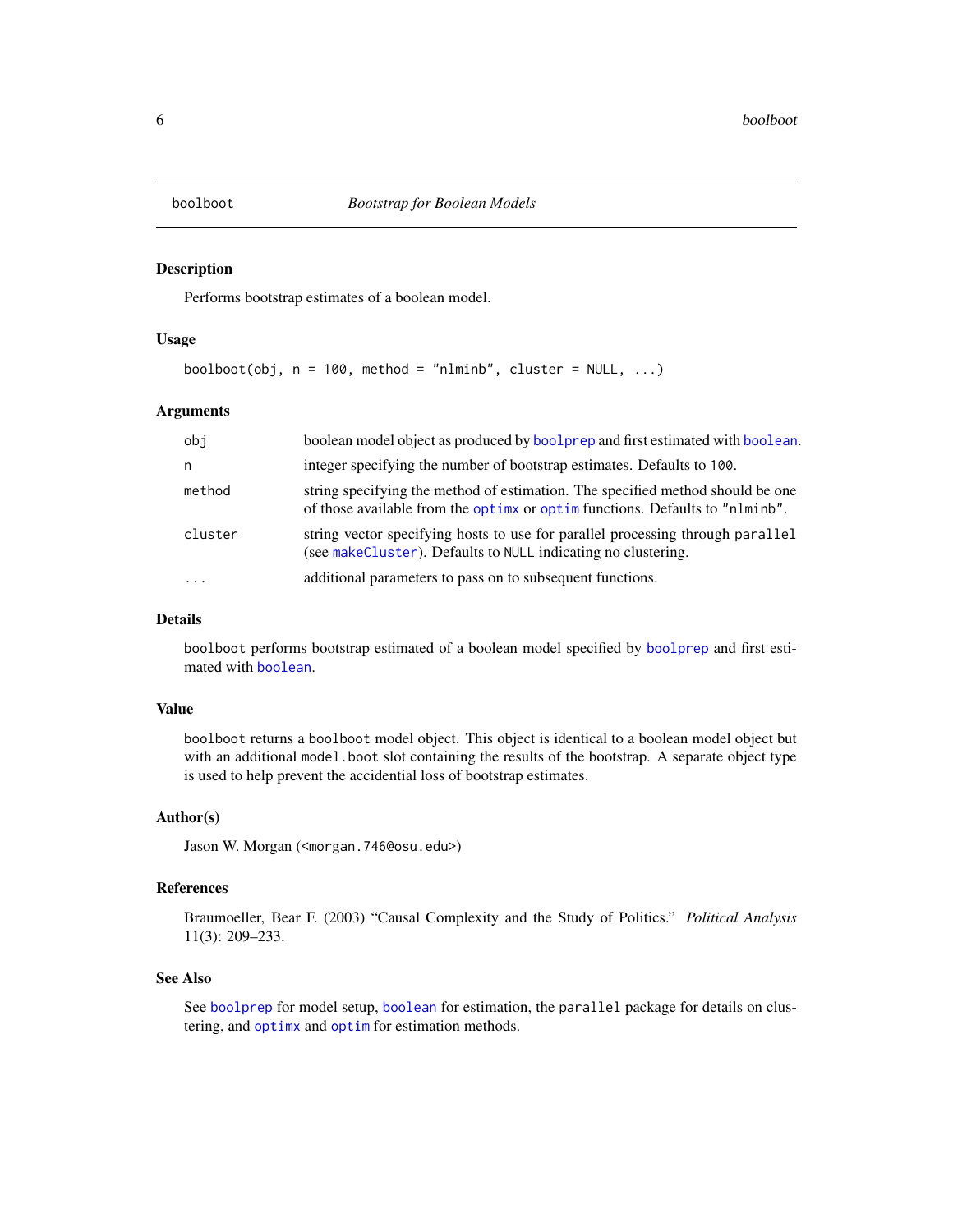# boolboot *Bootstrap for Boolean Models*

## Description

Performs bootstrap estimates of a boolean model.

## Usage

```
boolboot(obj, n = 100, method = "nlminb", cluster = NULL, ...)
```

## Arguments

| | |
|---|---|
| obj | boolean model object as produced by boolprep and first estimated with boolean. |
| n | integer specifying the number of bootstrap estimates. Defaults to 100. |
| method | string specifying the method of estimation. The specified method should be one of those available from the optimx or optim functions. Defaults to "nlminb". |
| cluster | string vector specifying hosts to use for parallel processing through parallel (see makeCluster). Defaults to NULL indicating no clustering. |
| ... | additional parameters to pass on to subsequent functions. |

## Details

boolboot performs bootstrap estimated of a boolean model specified by boolprep and first estimated with boolean.

## Value

boolboot returns a boolboot model object. This object is identical to a boolean model object but with an additional model.boot slot containing the results of the bootstrap. A separate object type is used to help prevent the accidential loss of bootstrap estimates.

## Author(s)

Jason W. Morgan (<morgan.746@osu.edu>)

## References

Braumoeller, Bear F. (2003) "Causal Complexity and the Study of Politics." *Political Analysis* 11(3): 209–233.

## See Also

See boolprep for model setup, boolean for estimation, the parallel package for details on clustering, and optimx and optim for estimation methods.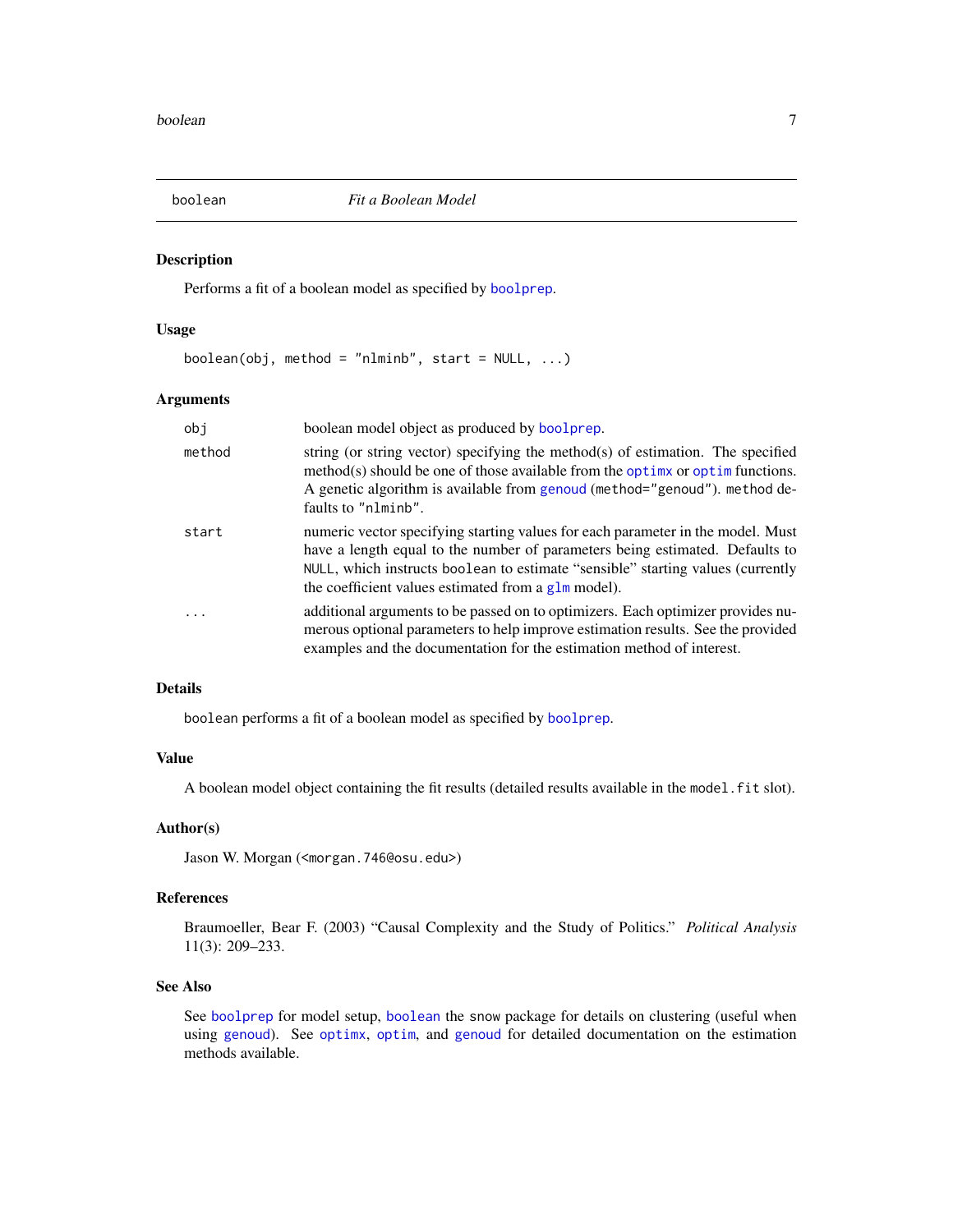## boolean — *Fit a Boolean Model*

### Description

Performs a fit of a boolean model as specified by `boolprep`.

### Usage

```
boolean(obj, method = "nlminb", start = NULL, ...)
```

### Arguments

| | |
|---|---|
| `obj` | boolean model object as produced by `boolprep`. |
| `method` | string (or string vector) specifying the method(s) of estimation. The specified method(s) should be one of those available from the `optimx` or `optim` functions. A genetic algorithm is available from `genoud` (`method="genoud"`). `method` defaults to `"nlminb"`. |
| `start` | numeric vector specifying starting values for each parameter in the model. Must have a length equal to the number of parameters being estimated. Defaults to `NULL`, which instructs `boolean` to estimate "sensible" starting values (currently the coefficient values estimated from a `glm` model). |
| `...` | additional arguments to be passed on to optimizers. Each optimizer provides numerous optional parameters to help improve estimation results. See the provided examples and the documentation for the estimation method of interest. |

### Details

`boolean` performs a fit of a boolean model as specified by `boolprep`.

### Value

A boolean model object containing the fit results (detailed results available in the `model.fit` slot).

### Author(s)

Jason W. Morgan (<morgan.746@osu.edu>)

### References

Braumoeller, Bear F. (2003) "Causal Complexity and the Study of Politics." *Political Analysis* 11(3): 209–233.

### See Also

See `boolprep` for model setup, `boolean` the `snow` package for details on clustering (useful when using `genoud`). See `optimx`, `optim`, and `genoud` for detailed documentation on the estimation methods available.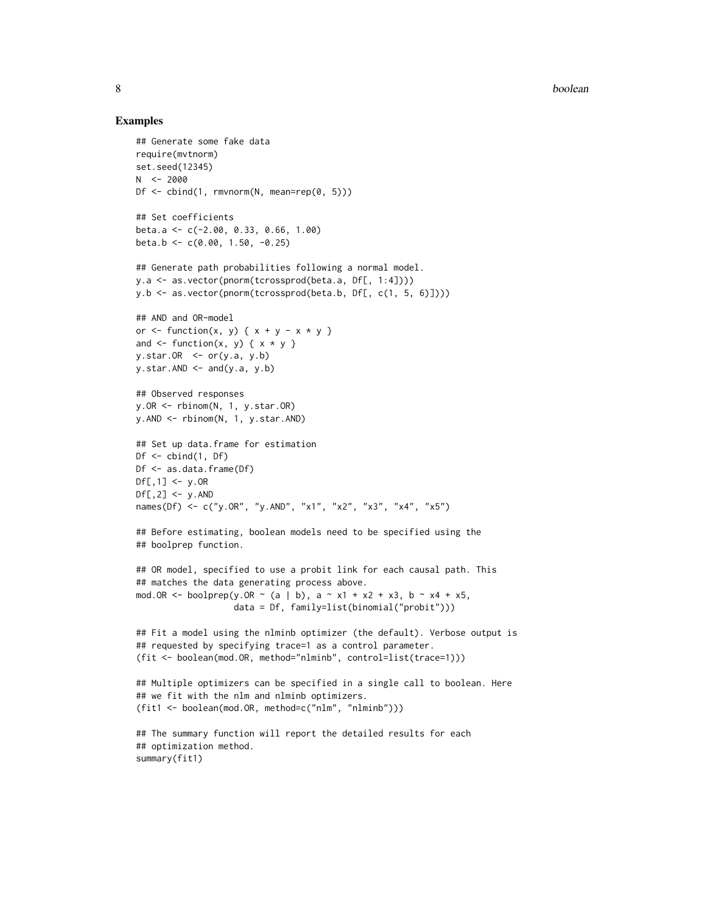## Examples

```
## Generate some fake data
require(mvtnorm)
set.seed(12345)
N  <- 2000
Df <- cbind(1, rmvnorm(N, mean=rep(0, 5)))

## Set coefficients
beta.a <- c(-2.00, 0.33, 0.66, 1.00)
beta.b <- c(0.00, 1.50, -0.25)

## Generate path probabilities following a normal model.
y.a <- as.vector(pnorm(tcrossprod(beta.a, Df[, 1:4])))
y.b <- as.vector(pnorm(tcrossprod(beta.b, Df[, c(1, 5, 6)])))

## AND and OR-model
or <- function(x, y) { x + y - x * y }
and <- function(x, y) { x * y }
y.star.OR  <- or(y.a, y.b)
y.star.AND <- and(y.a, y.b)

## Observed responses
y.OR <- rbinom(N, 1, y.star.OR)
y.AND <- rbinom(N, 1, y.star.AND)

## Set up data.frame for estimation
Df <- cbind(1, Df)
Df <- as.data.frame(Df)
Df[,1] <- y.OR
Df[,2] <- y.AND
names(Df) <- c("y.OR", "y.AND", "x1", "x2", "x3", "x4", "x5")

## Before estimating, boolean models need to be specified using the
## boolprep function.

## OR model, specified to use a probit link for each causal path. This
## matches the data generating process above.
mod.OR <- boolprep(y.OR ~ (a | b), a ~ x1 + x2 + x3, b ~ x4 + x5,
                   data = Df, family=list(binomial("probit")))

## Fit a model using the nlminb optimizer (the default). Verbose output is
## requested by specifying trace=1 as a control parameter.
(fit <- boolean(mod.OR, method="nlminb", control=list(trace=1)))

## Multiple optimizers can be specified in a single call to boolean. Here
## we fit with the nlm and nlminb optimizers.
(fit1 <- boolean(mod.OR, method=c("nlm", "nlminb")))

## The summary function will report the detailed results for each
## optimization method.
summary(fit1)
```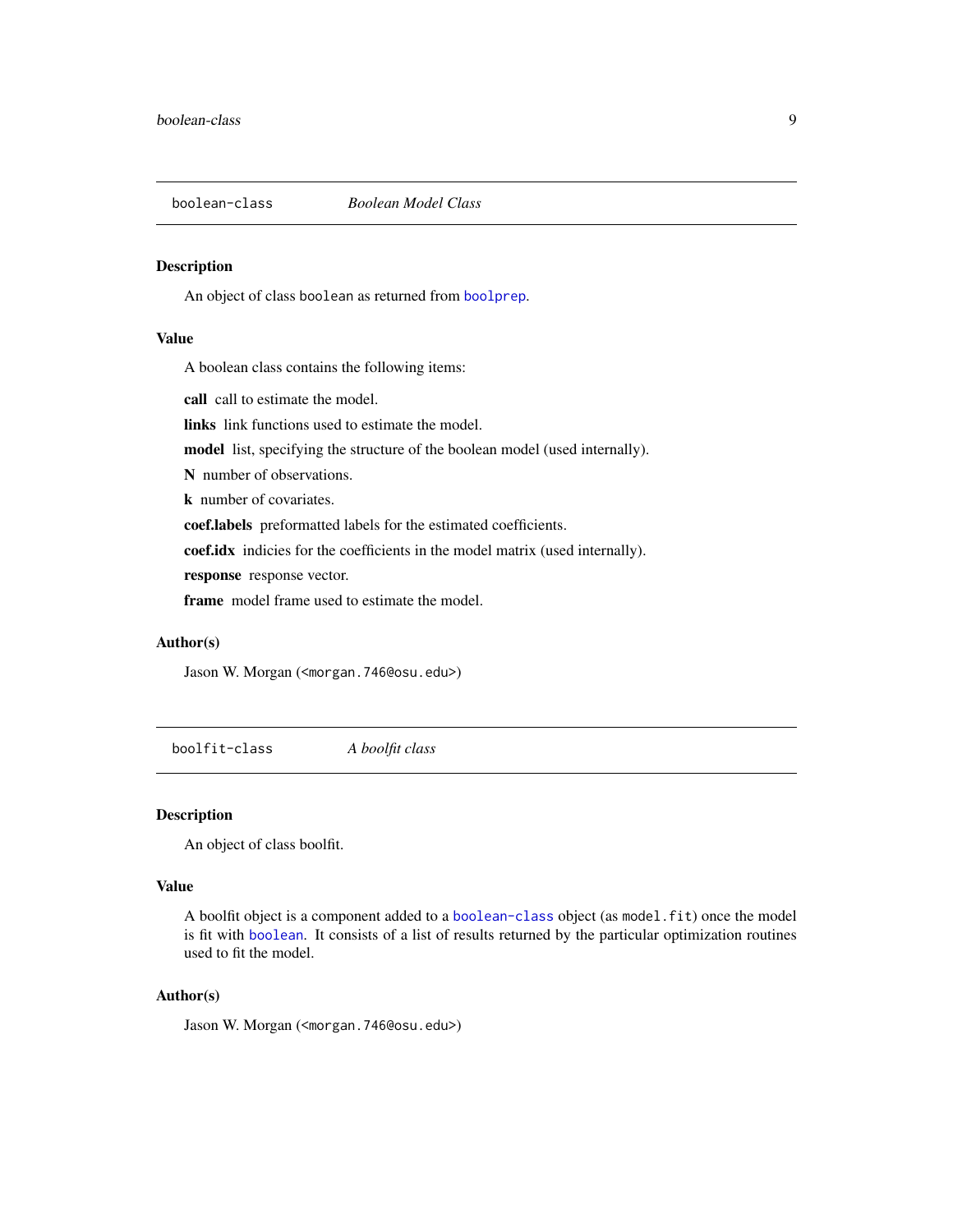## boolean-class *Boolean Model Class*

### Description

An object of class `boolean` as returned from `boolprep`.

### Value

A boolean class contains the following items:

**call** call to estimate the model.

**links** link functions used to estimate the model.

**model** list, specifying the structure of the boolean model (used internally).

**N** number of observations.

**k** number of covariates.

**coef.labels** preformatted labels for the estimated coefficients.

**coef.idx** indicies for the coefficients in the model matrix (used internally).

**response** response vector.

**frame** model frame used to estimate the model.

### Author(s)

Jason W. Morgan (<morgan.746@osu.edu>)

## boolfit-class *A boolfit class*

### Description

An object of class boolfit.

### Value

A boolfit object is a component added to a `boolean-class` object (as `model.fit`) once the model is fit with `boolean`. It consists of a list of results returned by the particular optimization routines used to fit the model.

### Author(s)

Jason W. Morgan (<morgan.746@osu.edu>)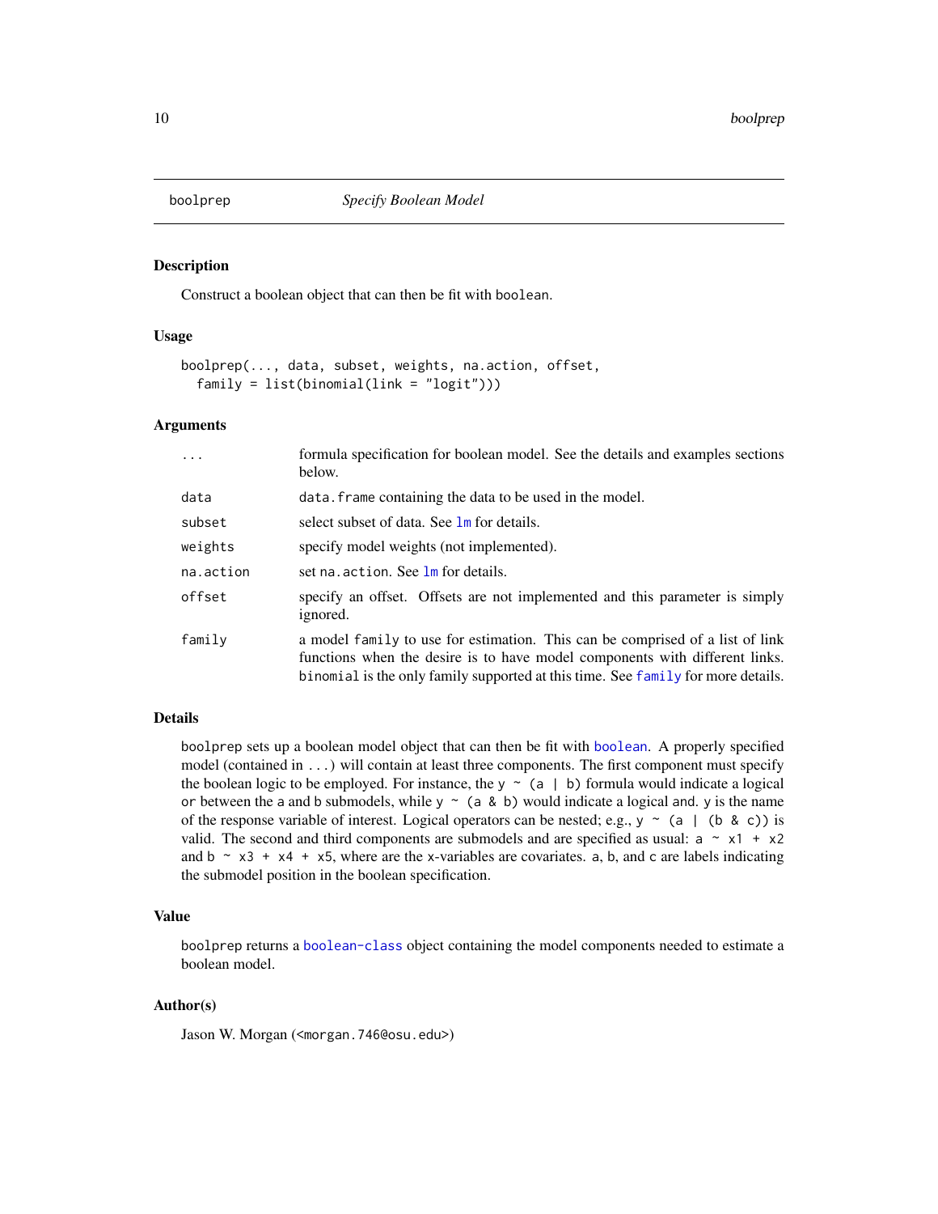# boolprep — *Specify Boolean Model*

## Description

Construct a boolean object that can then be fit with `boolean`.

## Usage

```
boolprep(..., data, subset, weights, na.action, offset,
  family = list(binomial(link = "logit")))
```

## Arguments

| | |
|---|---|
| `...` | formula specification for boolean model. See the details and examples sections below. |
| `data` | `data.frame` containing the data to be used in the model. |
| `subset` | select subset of data. See `lm` for details. |
| `weights` | specify model weights (not implemented). |
| `na.action` | set `na.action`. See `lm` for details. |
| `offset` | specify an offset. Offsets are not implemented and this parameter is simply ignored. |
| `family` | a model `family` to use for estimation. This can be comprised of a list of link functions when the desire is to have model components with different links. `binomial` is the only family supported at this time. See `family` for more details. |

## Details

`boolprep` sets up a boolean model object that can then be fit with `boolean`. A properly specified model (contained in `...`) will contain at least three components. The first component must specify the boolean logic to be employed. For instance, the `y ~ (a | b)` formula would indicate a logical `or` between the `a` and `b` submodels, while `y ~ (a & b)` would indicate a logical `and`. `y` is the name of the response variable of interest. Logical operators can be nested; e.g., `y ~ (a | (b & c))` is valid. The second and third components are submodels and are specified as usual: `a ~ x1 + x2` and `b ~ x3 + x4 + x5`, where are the `x`-variables are covariates. `a`, `b`, and `c` are labels indicating the submodel position in the boolean specification.

## Value

`boolprep` returns a `boolean-class` object containing the model components needed to estimate a boolean model.

## Author(s)

Jason W. Morgan (<morgan.746@osu.edu>)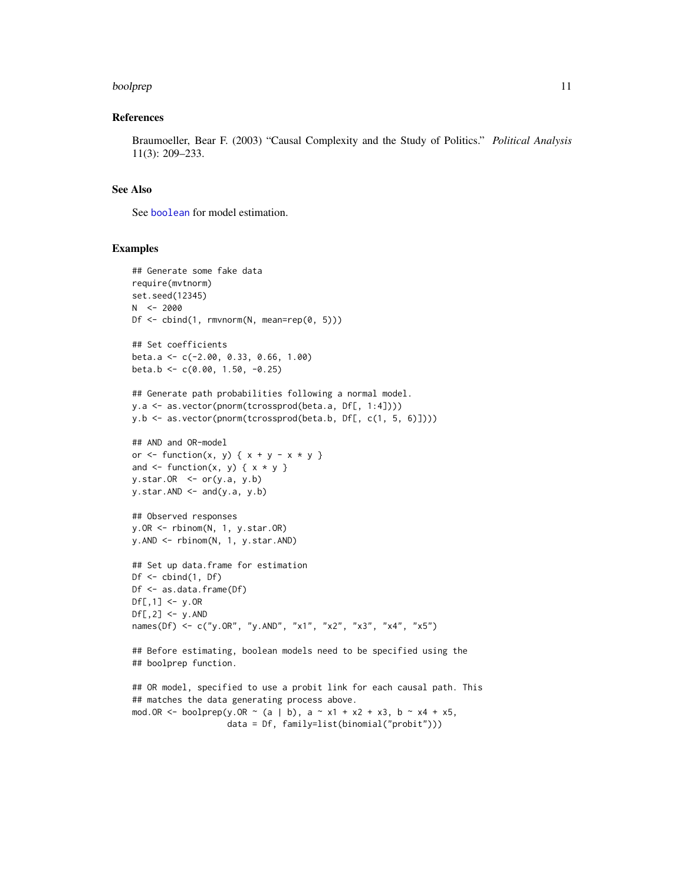### References

Braumoeller, Bear F. (2003) "Causal Complexity and the Study of Politics." *Political Analysis* 11(3): 209–233.

### See Also

See boolean for model estimation.

### Examples

```
## Generate some fake data
require(mvtnorm)
set.seed(12345)
N  <- 2000
Df <- cbind(1, rmvnorm(N, mean=rep(0, 5)))

## Set coefficients
beta.a <- c(-2.00, 0.33, 0.66, 1.00)
beta.b <- c(0.00, 1.50, -0.25)

## Generate path probabilities following a normal model.
y.a <- as.vector(pnorm(tcrossprod(beta.a, Df[, 1:4])))
y.b <- as.vector(pnorm(tcrossprod(beta.b, Df[, c(1, 5, 6)])))

## AND and OR-model
or <- function(x, y) { x + y - x * y }
and <- function(x, y) { x * y }
y.star.OR  <- or(y.a, y.b)
y.star.AND <- and(y.a, y.b)

## Observed responses
y.OR <- rbinom(N, 1, y.star.OR)
y.AND <- rbinom(N, 1, y.star.AND)

## Set up data.frame for estimation
Df <- cbind(1, Df)
Df <- as.data.frame(Df)
Df[,1] <- y.OR
Df[,2] <- y.AND
names(Df) <- c("y.OR", "y.AND", "x1", "x2", "x3", "x4", "x5")

## Before estimating, boolean models need to be specified using the
## boolprep function.

## OR model, specified to use a probit link for each causal path. This
## matches the data generating process above.
mod.OR <- boolprep(y.OR ~ (a | b), a ~ x1 + x2 + x3, b ~ x4 + x5,
                   data = Df, family=list(binomial("probit")))
```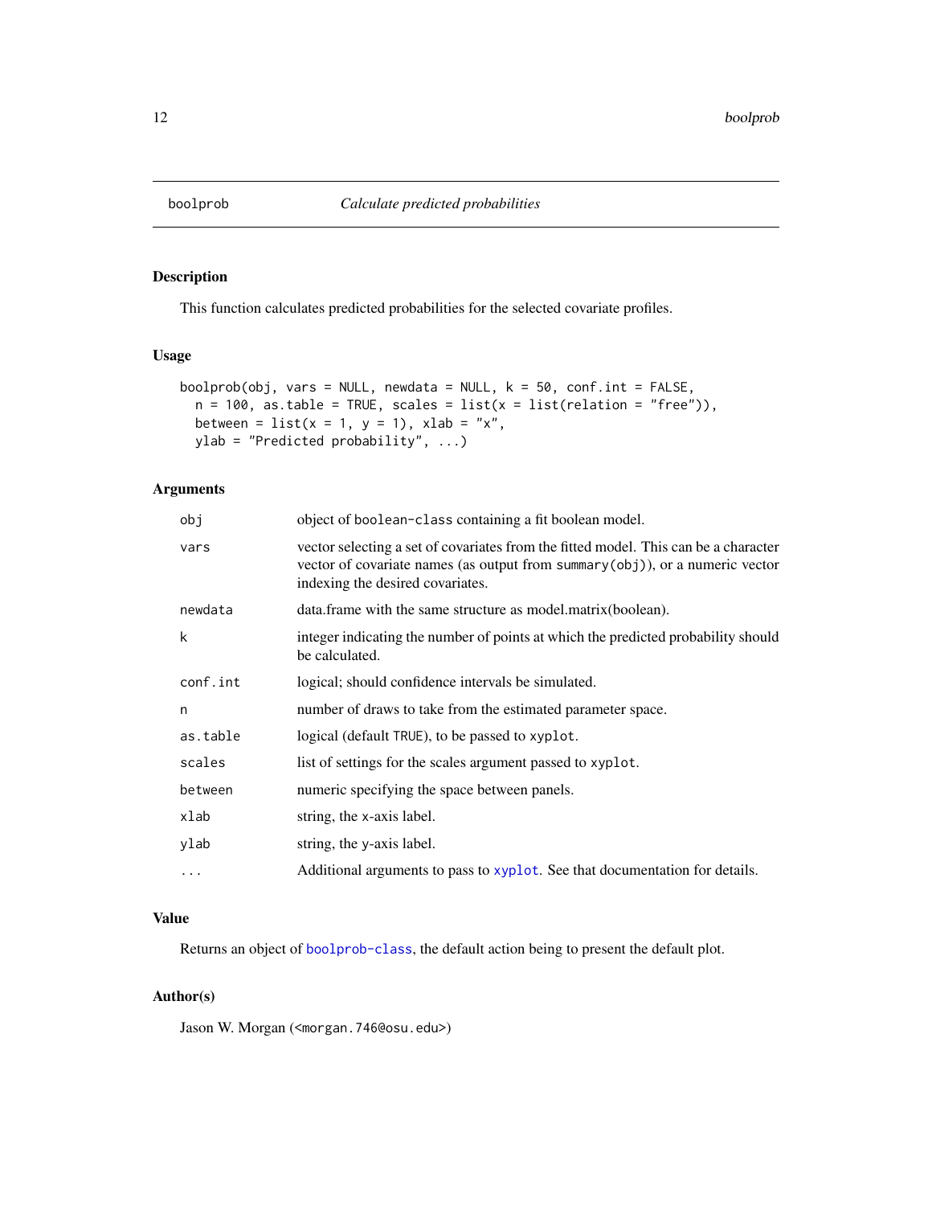## boolprob — *Calculate predicted probabilities*

### Description

This function calculates predicted probabilities for the selected covariate profiles.

### Usage

```
boolprob(obj, vars = NULL, newdata = NULL, k = 50, conf.int = FALSE,
  n = 100, as.table = TRUE, scales = list(x = list(relation = "free")),
  between = list(x = 1, y = 1), xlab = "x",
  ylab = "Predicted probability", ...)
```

### Arguments

| | |
|---|---|
| `obj` | object of `boolean-class` containing a fit boolean model. |
| `vars` | vector selecting a set of covariates from the fitted model. This can be a character vector of covariate names (as output from `summary(obj)`), or a numeric vector indexing the desired covariates. |
| `newdata` | data.frame with the same structure as model.matrix(boolean). |
| `k` | integer indicating the number of points at which the predicted probability should be calculated. |
| `conf.int` | logical; should confidence intervals be simulated. |
| `n` | number of draws to take from the estimated parameter space. |
| `as.table` | logical (default `TRUE`), to be passed to `xyplot`. |
| `scales` | list of settings for the scales argument passed to `xyplot`. |
| `between` | numeric specifying the space between panels. |
| `xlab` | string, the x-axis label. |
| `ylab` | string, the y-axis label. |
| `...` | Additional arguments to pass to `xyplot`. See that documentation for details. |

### Value

Returns an object of `boolprob-class`, the default action being to present the default plot.

### Author(s)

Jason W. Morgan (<morgan.746@osu.edu>)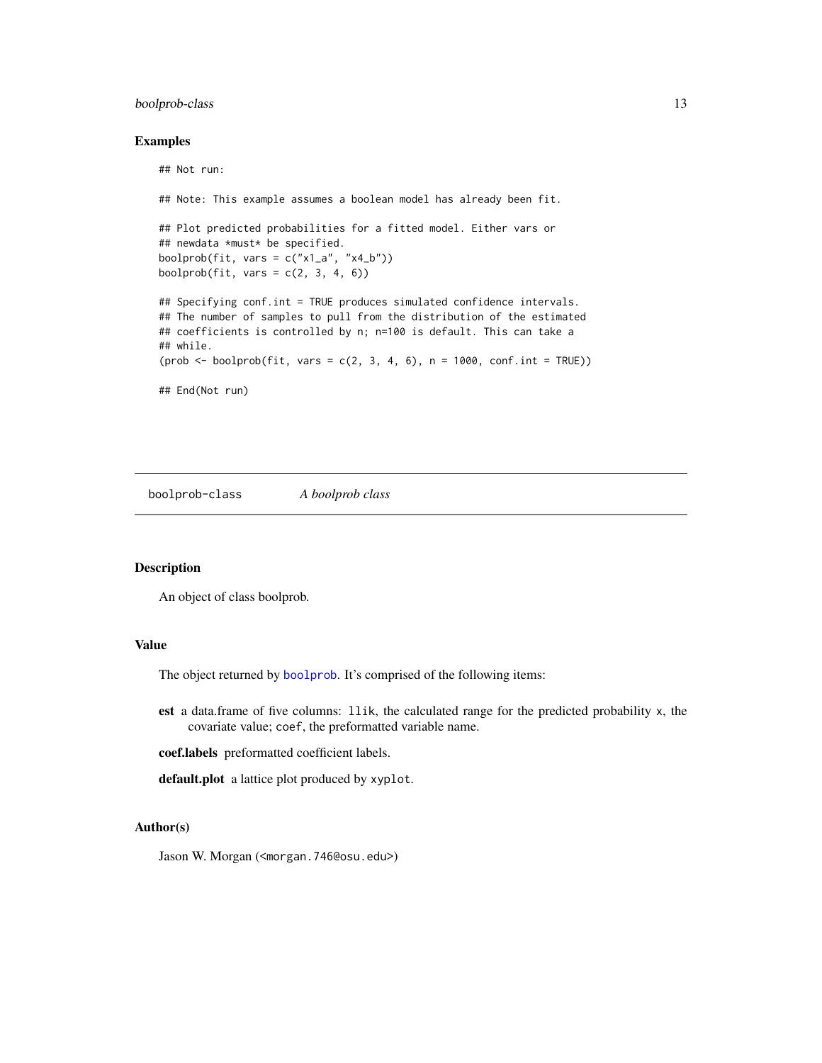### Examples

```
## Not run:

## Note: This example assumes a boolean model has already been fit.

## Plot predicted probabilities for a fitted model. Either vars or
## newdata *must* be specified.
boolprob(fit, vars = c("x1_a", "x4_b"))
boolprob(fit, vars = c(2, 3, 4, 6))

## Specifying conf.int = TRUE produces simulated confidence intervals.
## The number of samples to pull from the distribution of the estimated
## coefficients is controlled by n; n=100 is default. This can take a
## while.
(prob <- boolprob(fit, vars = c(2, 3, 4, 6), n = 1000, conf.int = TRUE))

## End(Not run)
```

---

## boolprob-class — *A boolprob class*

### Description

An object of class boolprob.

### Value

The object returned by boolprob. It's comprised of the following items:

**est** a data.frame of five columns: `llik`, the calculated range for the predicted probability `x`, the covariate value; `coef`, the preformatted variable name.

**coef.labels** preformatted coefficient labels.

**default.plot** a lattice plot produced by `xyplot`.

### Author(s)

Jason W. Morgan (<morgan.746@osu.edu>)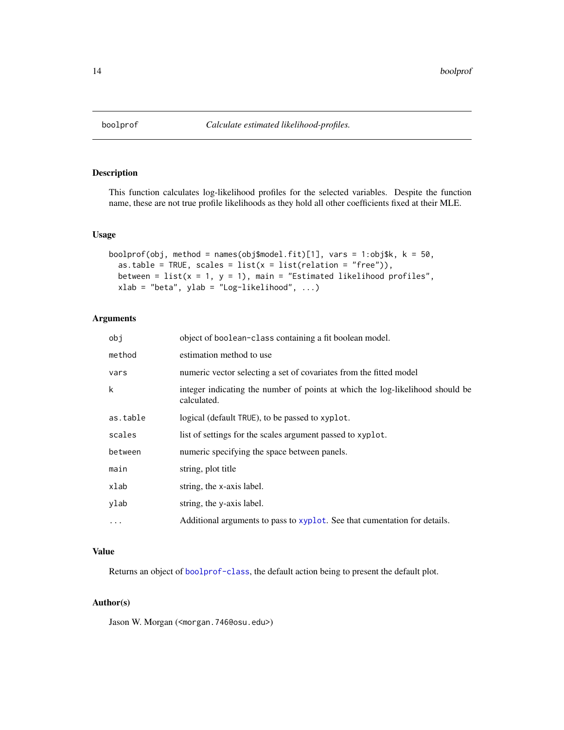# boolprof — *Calculate estimated likelihood-profiles.*

## Description

This function calculates log-likelihood profiles for the selected variables. Despite the function name, these are not true profile likelihoods as they hold all other coefficients fixed at their MLE.

## Usage

```
boolprof(obj, method = names(obj$model.fit)[1], vars = 1:obj$k, k = 50,
  as.table = TRUE, scales = list(x = list(relation = "free")),
  between = list(x = 1, y = 1), main = "Estimated likelihood profiles",
  xlab = "beta", ylab = "Log-likelihood", ...)
```

## Arguments

| | |
|---|---|
| `obj` | object of `boolean-class` containing a fit boolean model. |
| `method` | estimation method to use |
| `vars` | numeric vector selecting a set of covariates from the fitted model |
| `k` | integer indicating the number of points at which the log-likelihood should be calculated. |
| `as.table` | logical (default `TRUE`), to be passed to `xyplot`. |
| `scales` | list of settings for the scales argument passed to `xyplot`. |
| `between` | numeric specifying the space between panels. |
| `main` | string, plot title |
| `xlab` | string, the x-axis label. |
| `ylab` | string, the y-axis label. |
| `...` | Additional arguments to pass to `xyplot`. See that cumentation for details. |

## Value

Returns an object of `boolprof-class`, the default action being to present the default plot.

## Author(s)

Jason W. Morgan (<morgan.746@osu.edu>)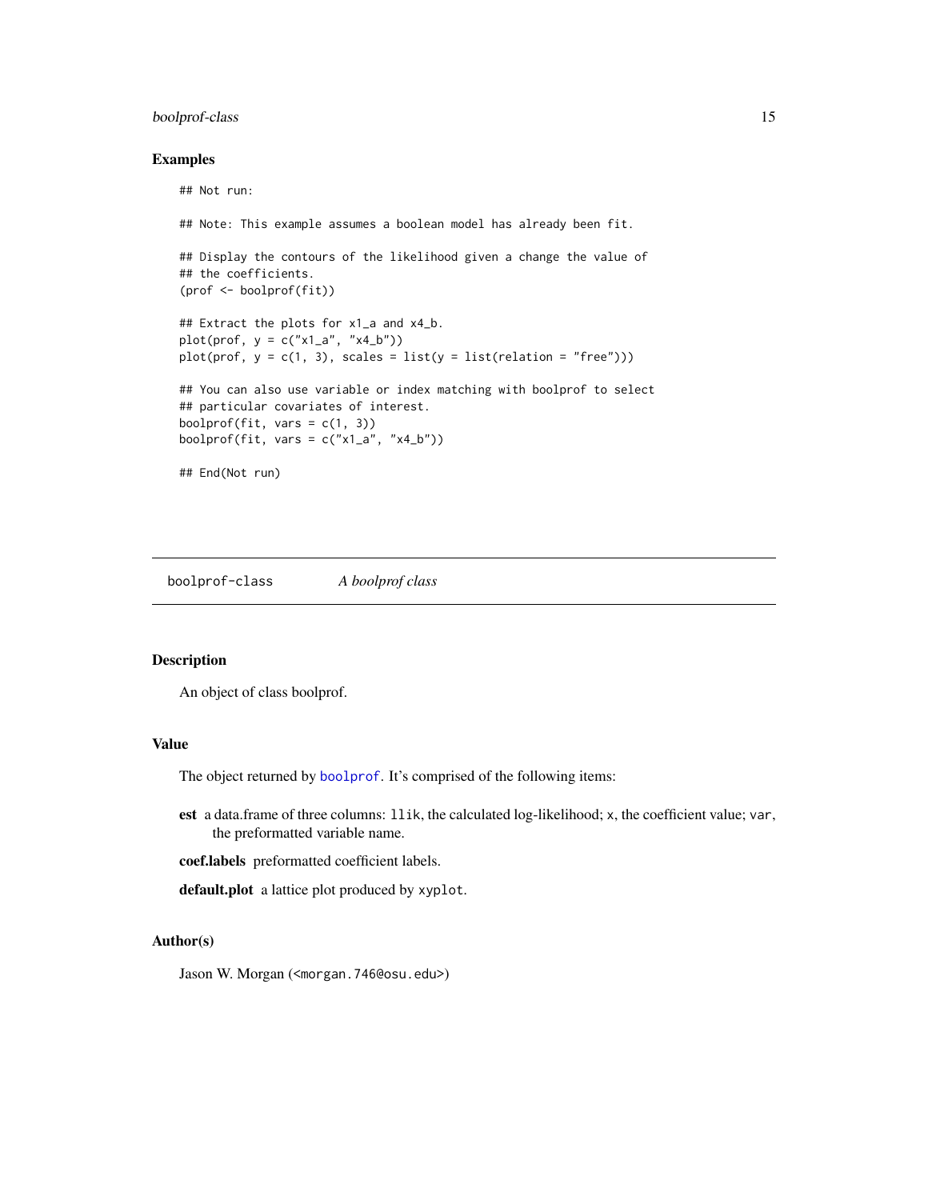### Examples

```
## Not run:

## Note: This example assumes a boolean model has already been fit.

## Display the contours of the likelihood given a change the value of
## the coefficients.
(prof <- boolprof(fit))

## Extract the plots for x1_a and x4_b.
plot(prof, y = c("x1_a", "x4_b"))
plot(prof, y = c(1, 3), scales = list(y = list(relation = "free")))

## You can also use variable or index matching with boolprof to select
## particular covariates of interest.
boolprof(fit, vars = c(1, 3))
boolprof(fit, vars = c("x1_a", "x4_b"))

## End(Not run)
```

---

## boolprof-class *A boolprof class*

### Description

An object of class boolprof.

### Value

The object returned by `boolprof`. It's comprised of the following items:

**est** a data.frame of three columns: `llik`, the calculated log-likelihood; `x`, the coefficient value; `var`, the preformatted variable name.

**coef.labels** preformatted coefficient labels.

**default.plot** a lattice plot produced by `xyplot`.

### Author(s)

Jason W. Morgan (<morgan.746@osu.edu>)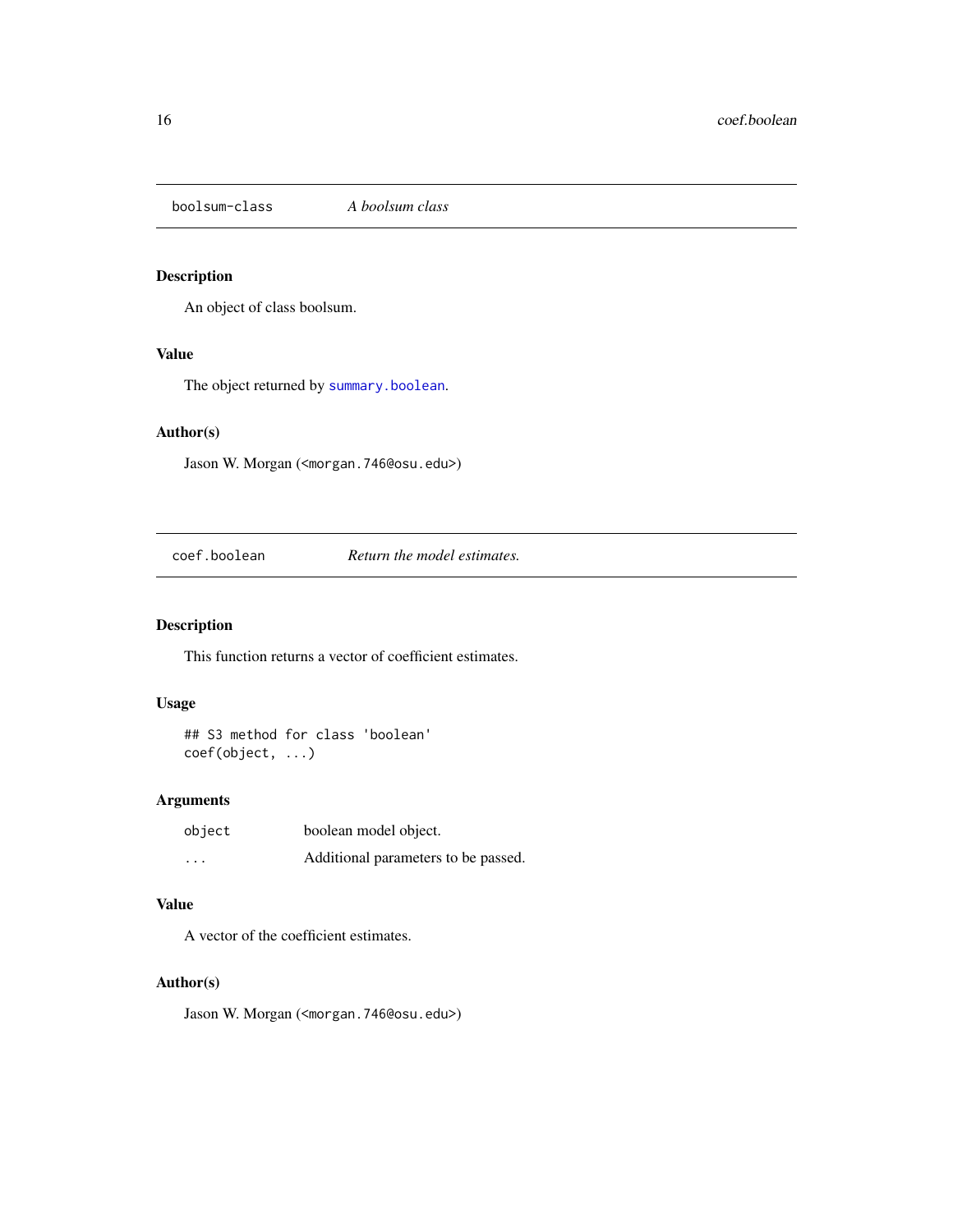## boolsum-class    *A boolsum class*

### Description

An object of class boolsum.

### Value

The object returned by `summary.boolean`.

### Author(s)

Jason W. Morgan (<morgan.746@osu.edu>)

## coef.boolean    *Return the model estimates.*

### Description

This function returns a vector of coefficient estimates.

### Usage

```
## S3 method for class 'boolean'
coef(object, ...)
```

### Arguments

| | |
|---|---|
| object | boolean model object. |
| ... | Additional parameters to be passed. |

### Value

A vector of the coefficient estimates.

### Author(s)

Jason W. Morgan (<morgan.746@osu.edu>)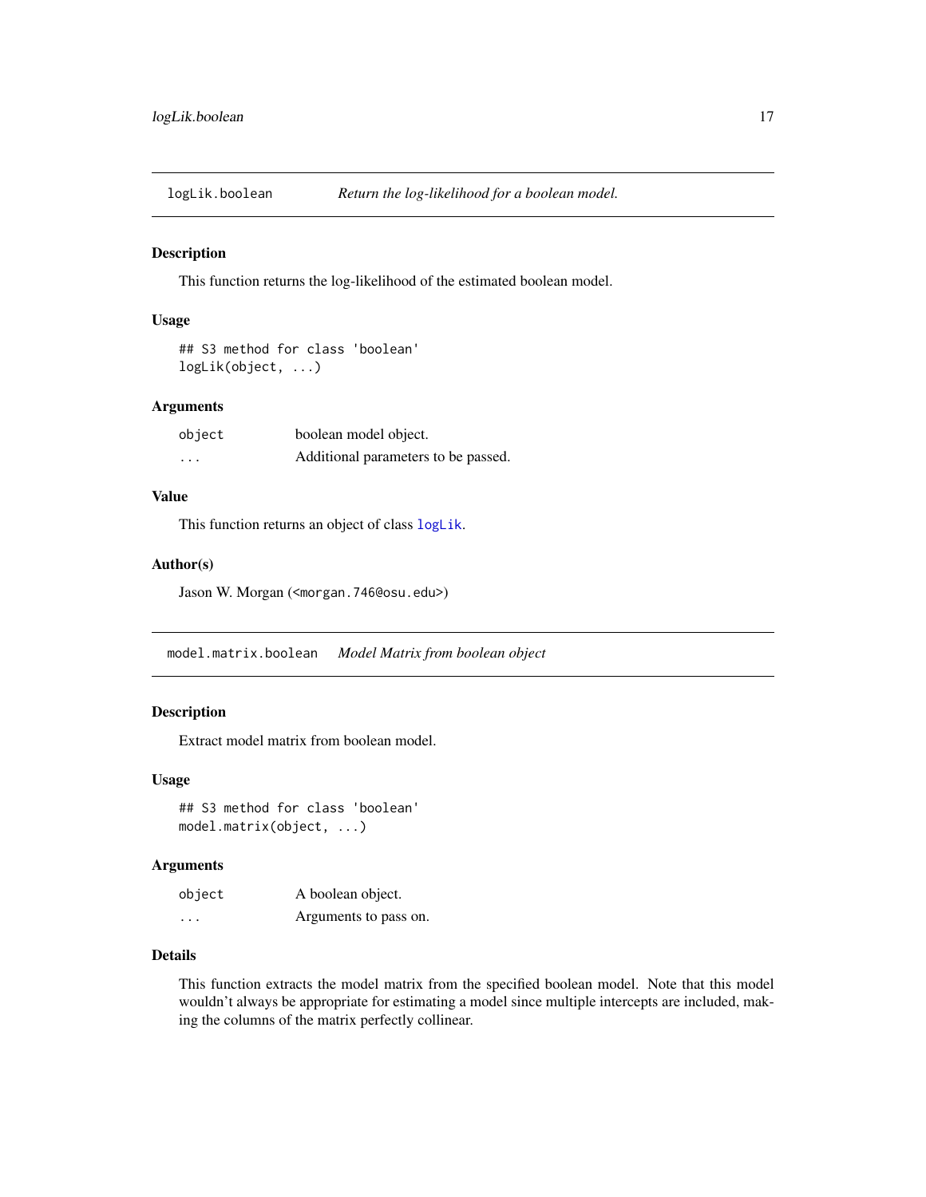## logLik.boolean *Return the log-likelihood for a boolean model.*

### Description

This function returns the log-likelihood of the estimated boolean model.

### Usage

```
## S3 method for class 'boolean'
logLik(object, ...)
```

### Arguments

| | |
|---|---|
| object | boolean model object. |
| ... | Additional parameters to be passed. |

### Value

This function returns an object of class `logLik`.

### Author(s)

Jason W. Morgan (<morgan.746@osu.edu>)

## model.matrix.boolean *Model Matrix from boolean object*

### Description

Extract model matrix from boolean model.

### Usage

```
## S3 method for class 'boolean'
model.matrix(object, ...)
```

### Arguments

| | |
|---|---|
| object | A boolean object. |
| ... | Arguments to pass on. |

### Details

This function extracts the model matrix from the specified boolean model. Note that this model wouldn't always be appropriate for estimating a model since multiple intercepts are included, making the columns of the matrix perfectly collinear.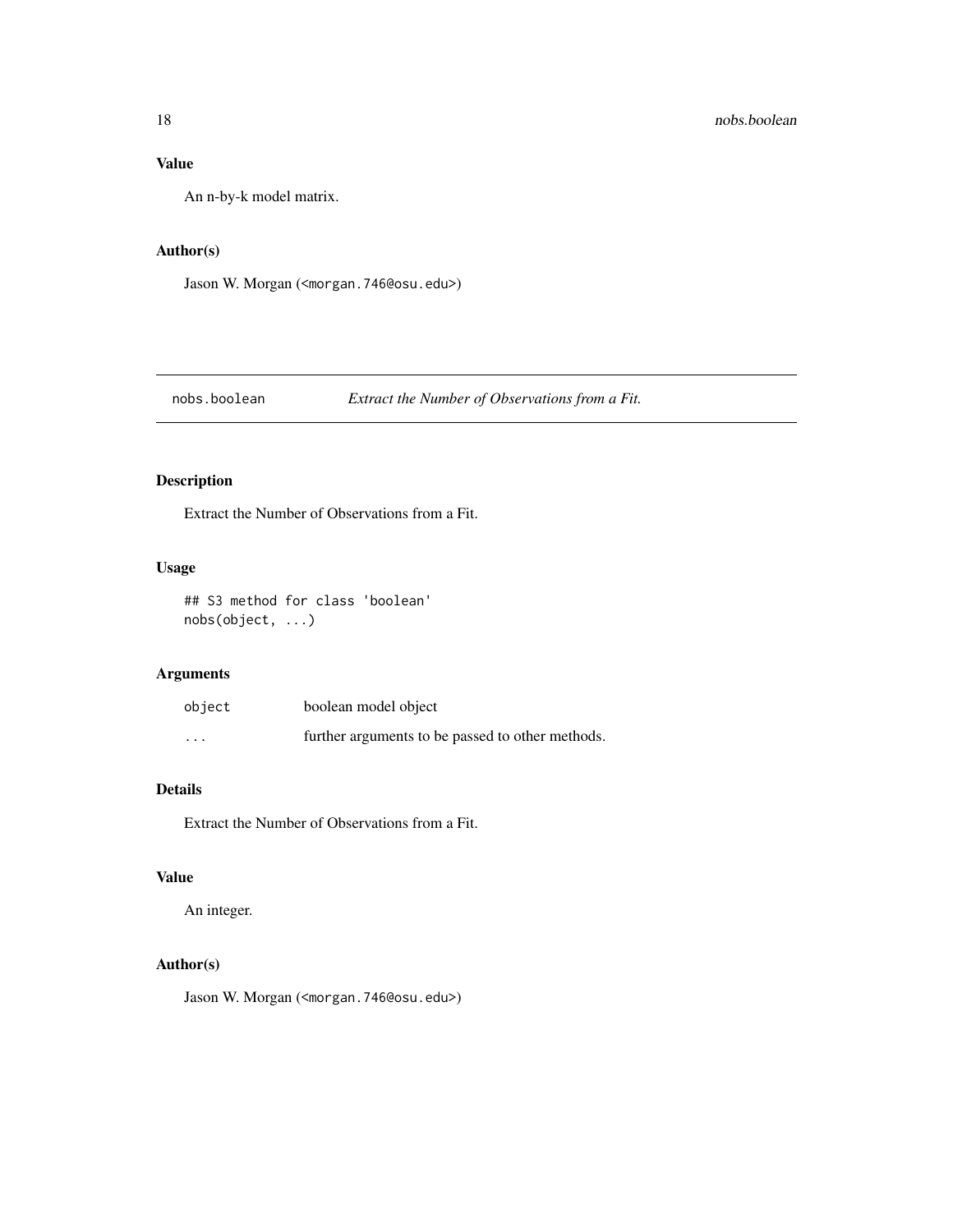### Value

An n-by-k model matrix.

### Author(s)

Jason W. Morgan (<morgan.746@osu.edu>)

---

## nobs.boolean — *Extract the Number of Observations from a Fit.*

---

### Description

Extract the Number of Observations from a Fit.

### Usage

```
## S3 method for class 'boolean'
nobs(object, ...)
```

### Arguments

| | |
|---|---|
| `object` | boolean model object |
| `...` | further arguments to be passed to other methods. |

### Details

Extract the Number of Observations from a Fit.

### Value

An integer.

### Author(s)

Jason W. Morgan (<morgan.746@osu.edu>)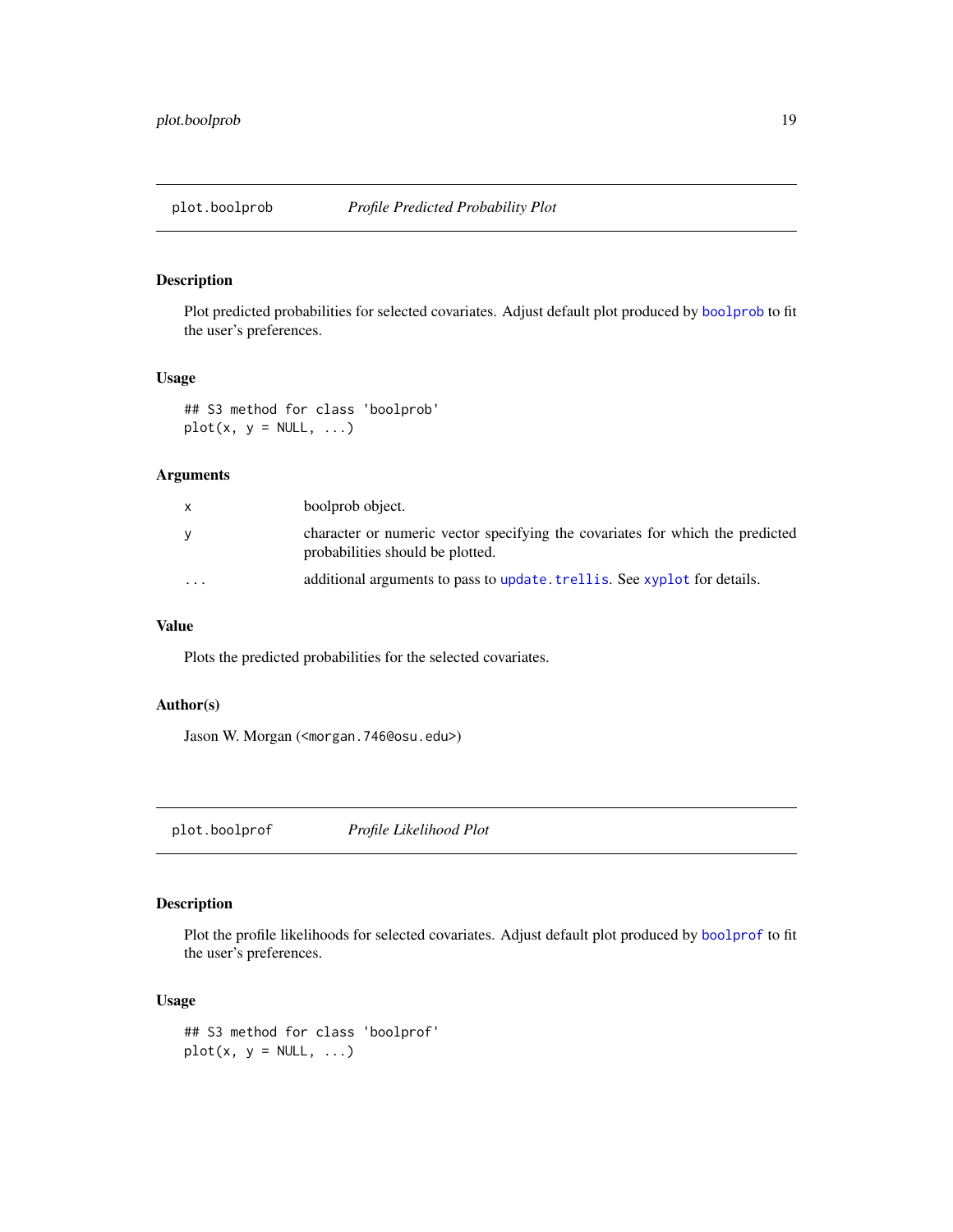## plot.boolprob — *Profile Predicted Probability Plot*

### Description

Plot predicted probabilities for selected covariates. Adjust default plot produced by `boolprob` to fit the user's preferences.

### Usage

```
## S3 method for class 'boolprob'
plot(x, y = NULL, ...)
```

### Arguments

| | |
|---|---|
| x | boolprob object. |
| y | character or numeric vector specifying the covariates for which the predicted probabilities should be plotted. |
| ... | additional arguments to pass to `update.trellis`. See `xyplot` for details. |

### Value

Plots the predicted probabilities for the selected covariates.

### Author(s)

Jason W. Morgan (<morgan.746@osu.edu>)

## plot.boolprof — *Profile Likelihood Plot*

### Description

Plot the profile likelihoods for selected covariates. Adjust default plot produced by `boolprof` to fit the user's preferences.

### Usage

```
## S3 method for class 'boolprof'
plot(x, y = NULL, ...)
```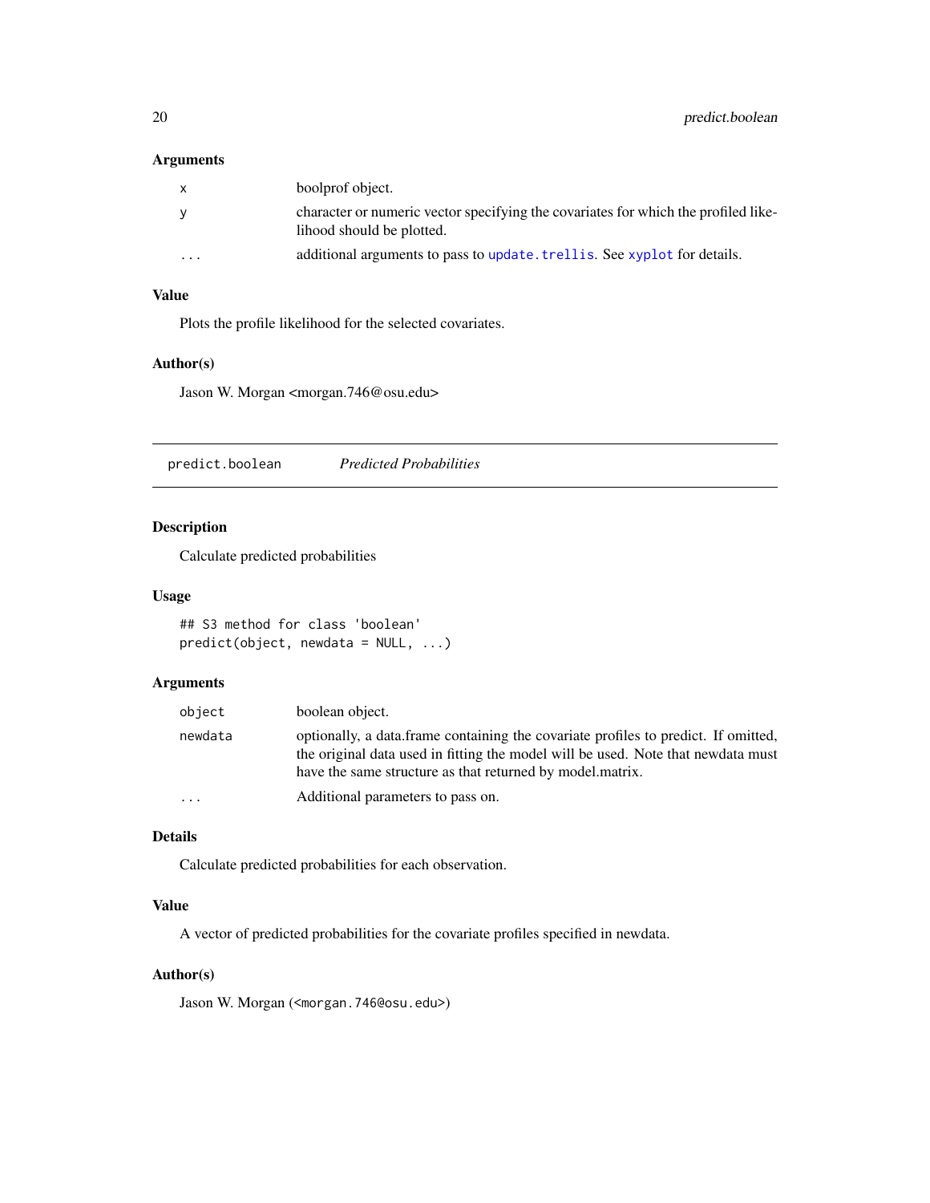## Arguments

| | |
|---|---|
| x | boolprof object. |
| y | character or numeric vector specifying the covariates for which the profiled likelihood should be plotted. |
| ... | additional arguments to pass to `update.trellis`. See `xyplot` for details. |

## Value

Plots the profile likelihood for the selected covariates.

## Author(s)

Jason W. Morgan <morgan.746@osu.edu>

---

# predict.boolean — *Predicted Probabilities*

## Description

Calculate predicted probabilities

## Usage

```
## S3 method for class 'boolean'
predict(object, newdata = NULL, ...)
```

## Arguments

| | |
|---|---|
| object | boolean object. |
| newdata | optionally, a data.frame containing the covariate profiles to predict. If omitted, the original data used in fitting the model will be used. Note that newdata must have the same structure as that returned by model.matrix. |
| ... | Additional parameters to pass on. |

## Details

Calculate predicted probabilities for each observation.

## Value

A vector of predicted probabilities for the covariate profiles specified in newdata.

## Author(s)

Jason W. Morgan (`<morgan.746@osu.edu>`)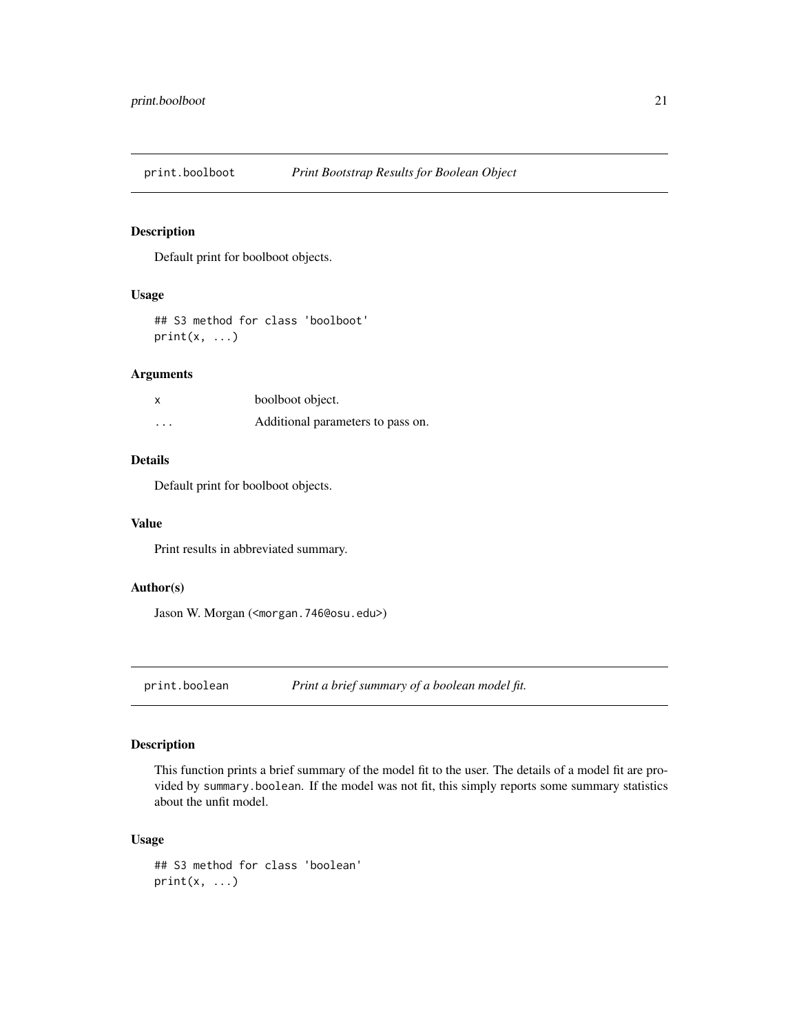## print.boolboot — *Print Bootstrap Results for Boolean Object*

### Description

Default print for boolboot objects.

### Usage

```
## S3 method for class 'boolboot'
print(x, ...)
```

### Arguments

| | |
|---|---|
| x | boolboot object. |
| ... | Additional parameters to pass on. |

### Details

Default print for boolboot objects.

### Value

Print results in abbreviated summary.

### Author(s)

Jason W. Morgan (<morgan.746@osu.edu>)

## print.boolean — *Print a brief summary of a boolean model fit.*

### Description

This function prints a brief summary of the model fit to the user. The details of a model fit are provided by summary.boolean. If the model was not fit, this simply reports some summary statistics about the unfit model.

### Usage

```
## S3 method for class 'boolean'
print(x, ...)
```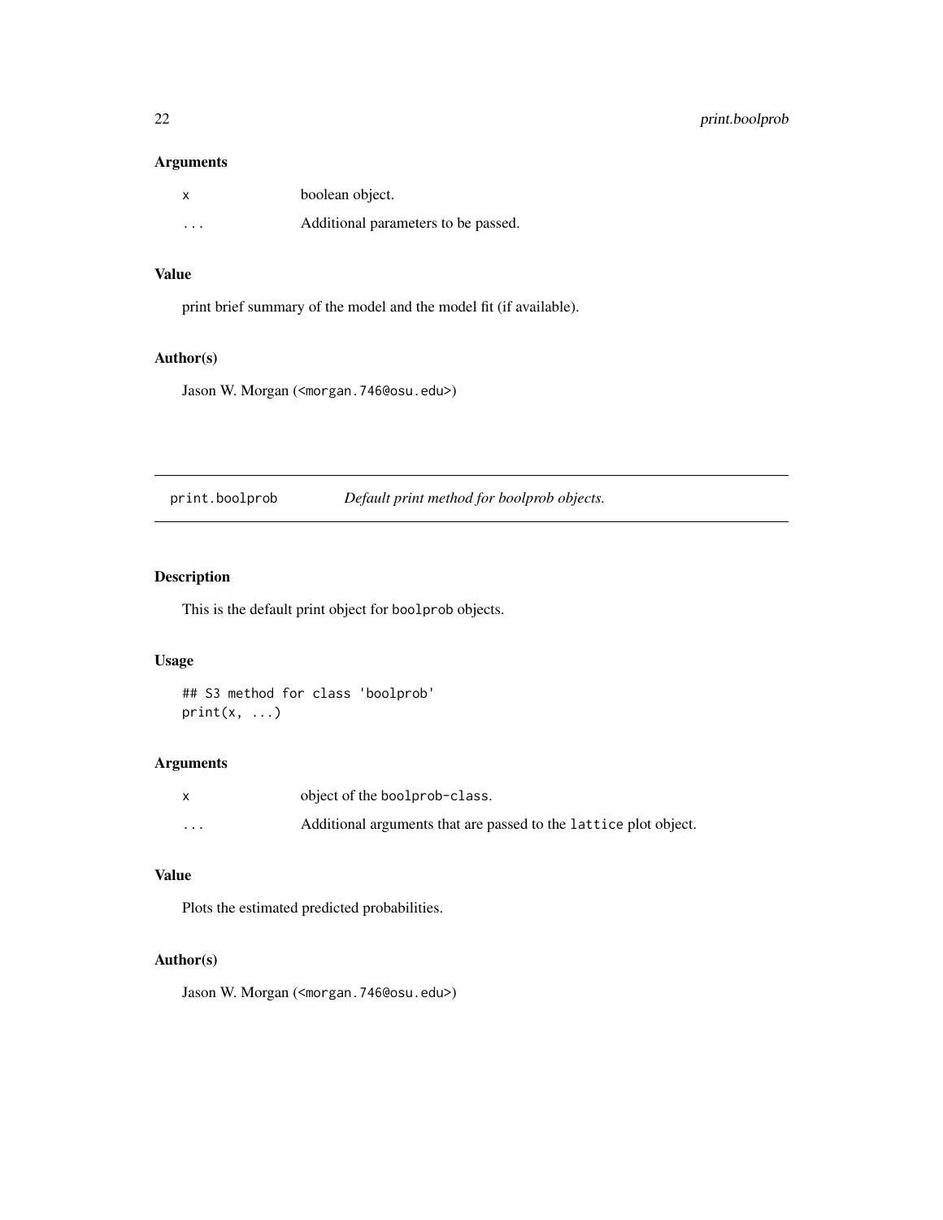### Arguments

| | |
|---|---|
| `x` | boolean object. |
| `...` | Additional parameters to be passed. |

### Value

print brief summary of the model and the model fit (if available).

### Author(s)

Jason W. Morgan (<morgan.746@osu.edu>)

---

## print.boolprob — *Default print method for boolprob objects.*

---

### Description

This is the default print object for `boolprob` objects.

### Usage

```
## S3 method for class 'boolprob'
print(x, ...)
```

### Arguments

| | |
|---|---|
| `x` | object of the `boolprob-class`. |
| `...` | Additional arguments that are passed to the `lattice` plot object. |

### Value

Plots the estimated predicted probabilities.

### Author(s)

Jason W. Morgan (<morgan.746@osu.edu>)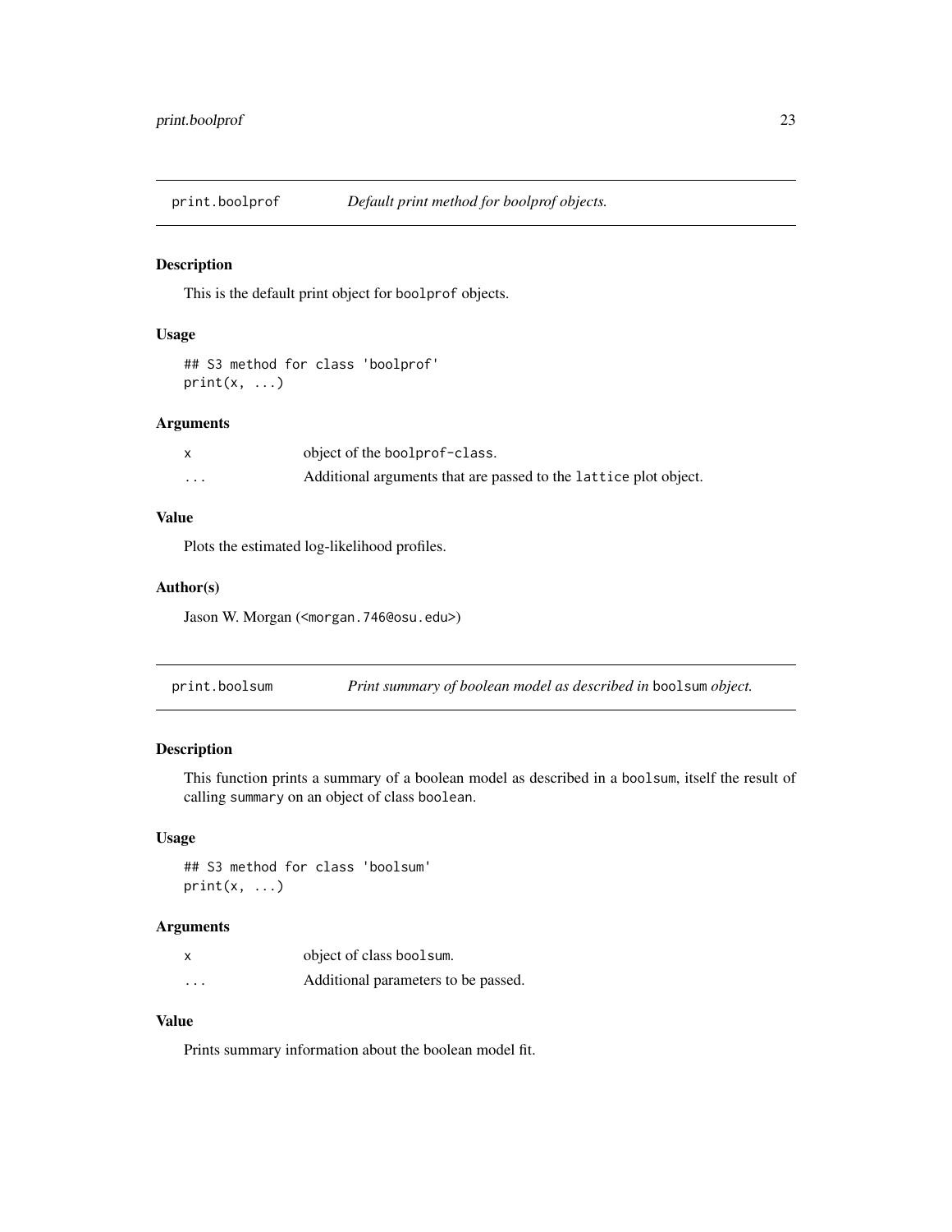## print.boolprof — *Default print method for boolprof objects.*

### Description

This is the default print object for `boolprof` objects.

### Usage

```
## S3 method for class 'boolprof'
print(x, ...)
```

### Arguments

| | |
|---|---|
| `x` | object of the `boolprof-class`. |
| `...` | Additional arguments that are passed to the `lattice` plot object. |

### Value

Plots the estimated log-likelihood profiles.

### Author(s)

Jason W. Morgan (`<morgan.746@osu.edu>`)

## print.boolsum — *Print summary of boolean model as described in* `boolsum` *object.*

### Description

This function prints a summary of a boolean model as described in a `boolsum`, itself the result of calling `summary` on an object of class `boolean`.

### Usage

```
## S3 method for class 'boolsum'
print(x, ...)
```

### Arguments

| | |
|---|---|
| `x` | object of class `boolsum`. |
| `...` | Additional parameters to be passed. |

### Value

Prints summary information about the boolean model fit.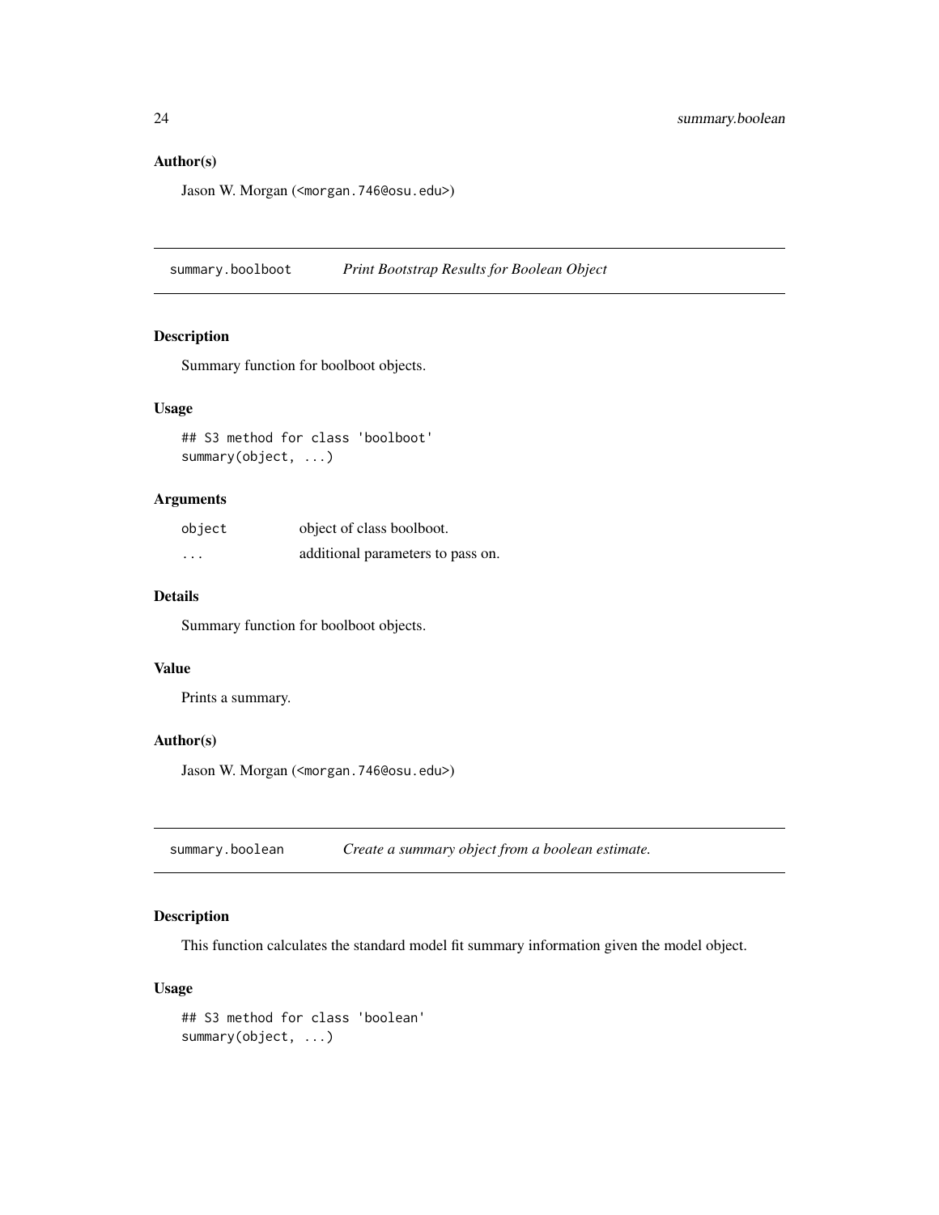## Author(s)

Jason W. Morgan (<morgan.746@osu.edu>)

---

## summary.boolboot — *Print Bootstrap Results for Boolean Object*

### Description

Summary function for boolboot objects.

### Usage

```
## S3 method for class 'boolboot'
summary(object, ...)
```

### Arguments

| | |
|---|---|
| `object` | object of class boolboot. |
| `...` | additional parameters to pass on. |

### Details

Summary function for boolboot objects.

### Value

Prints a summary.

### Author(s)

Jason W. Morgan (<morgan.746@osu.edu>)

---

## summary.boolean — *Create a summary object from a boolean estimate.*

### Description

This function calculates the standard model fit summary information given the model object.

### Usage

```
## S3 method for class 'boolean'
summary(object, ...)
```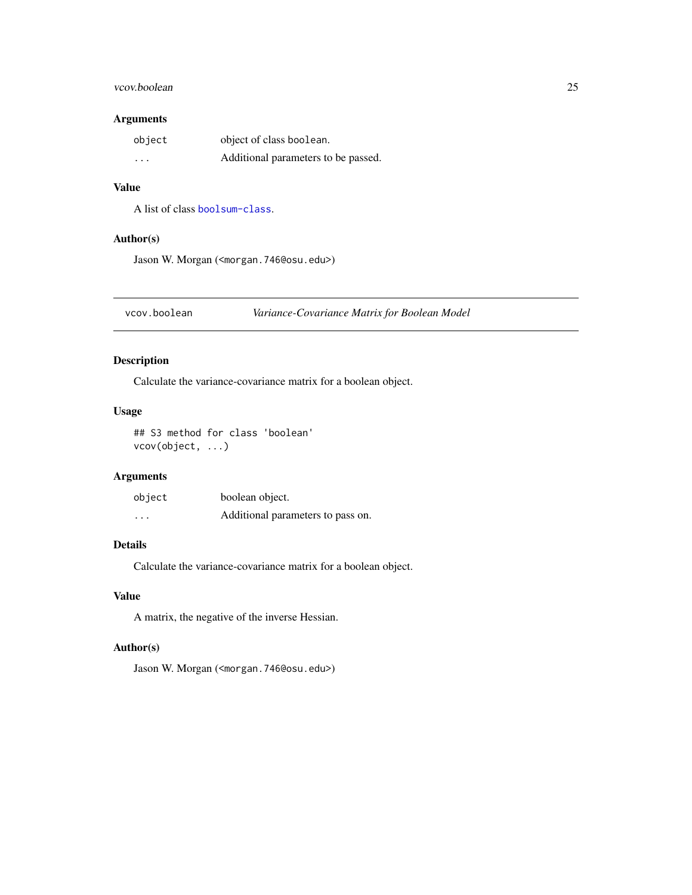## Arguments

| | |
|---|---|
| `object` | object of class `boolean`. |
| `...` | Additional parameters to be passed. |

## Value

A list of class `boolsum-class`.

## Author(s)

Jason W. Morgan (<morgan.746@osu.edu>)

---

# vcov.boolean — *Variance-Covariance Matrix for Boolean Model*

## Description

Calculate the variance-covariance matrix for a boolean object.

## Usage

```
## S3 method for class 'boolean'
vcov(object, ...)
```

## Arguments

| | |
|---|---|
| `object` | boolean object. |
| `...` | Additional parameters to pass on. |

## Details

Calculate the variance-covariance matrix for a boolean object.

## Value

A matrix, the negative of the inverse Hessian.

## Author(s)

Jason W. Morgan (<morgan.746@osu.edu>)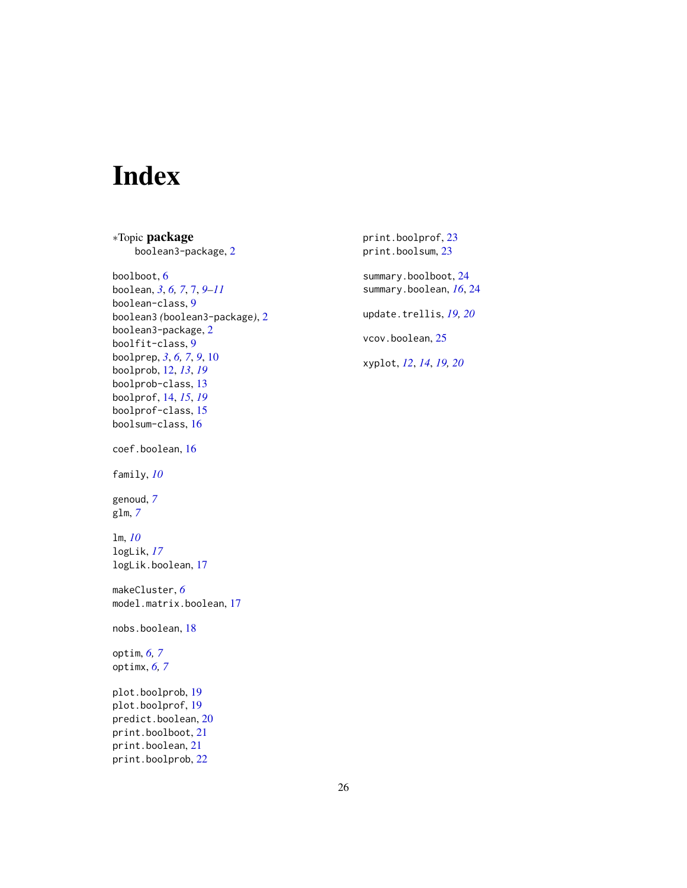# Index

∗Topic **package**
boolean3-package, 2

boolboot, 6
boolean, *3*, *6, 7*, 7, *9–11*
boolean-class, 9
boolean3 (boolean3-package), 2
boolean3-package, 2
boolfit-class, 9
boolprep, *3*, *6, 7*, *9*, 10
boolprob, 12, *13*, *19*
boolprob-class, 13
boolprof, 14, *15*, *19*
boolprof-class, 15
boolsum-class, 16

coef.boolean, 16

family, *10*

genoud, *7*
glm, *7*

lm, *10*
logLik, *17*
logLik.boolean, 17

makeCluster, *6*
model.matrix.boolean, 17

nobs.boolean, 18

optim, *6, 7*
optimx, *6, 7*

plot.boolprob, 19
plot.boolprof, 19
predict.boolean, 20
print.boolboot, 21
print.boolean, 21
print.boolprob, 22
print.boolprof, 23
print.boolsum, 23

summary.boolboot, 24
summary.boolean, *16*, 24

update.trellis, *19, 20*

vcov.boolean, 25

xyplot, *12*, *14*, *19, 20*